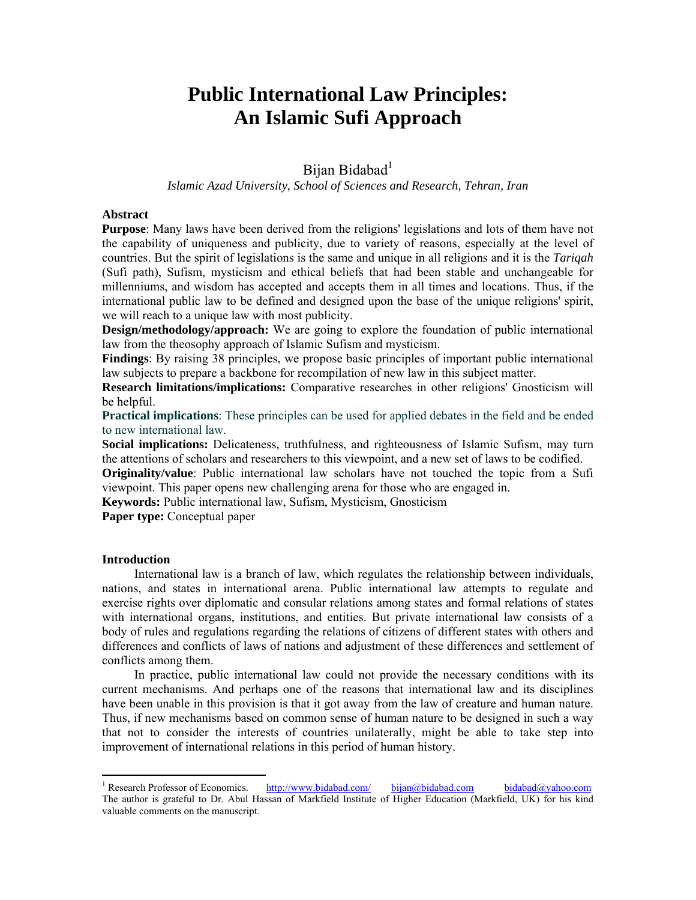# Public International Law Principles: An Islamic Sufi Approach

Bijan Bidabad[1]

*Islamic Azad University, School of Sciences and Research, Tehran, Iran*

**Abstract**

**Purpose**: Many laws have been derived from the religions' legislations and lots of them have not the capability of uniqueness and publicity, due to variety of reasons, especially at the level of countries. But the spirit of legislations is the same and unique in all religions and it is the *Tariqah* (Sufi path), Sufism, mysticism and ethical beliefs that had been stable and unchangeable for millenniums, and wisdom has accepted and accepts them in all times and locations. Thus, if the international public law to be defined and designed upon the base of the unique religions' spirit, we will reach to a unique law with most publicity.

**Design/methodology/approach:** We are going to explore the foundation of public international law from the theosophy approach of Islamic Sufism and mysticism.

**Findings**: By raising 38 principles, we propose basic principles of important public international law subjects to prepare a backbone for recompilation of new law in this subject matter.

**Research limitations/implications:** Comparative researches in other religions' Gnosticism will be helpful.

**Practical implications**: These principles can be used for applied debates in the field and be ended to new international law.

**Social implications:** Delicateness, truthfulness, and righteousness of Islamic Sufism, may turn the attentions of scholars and researchers to this viewpoint, and a new set of laws to be codified.

**Originality/value**: Public international law scholars have not touched the topic from a Sufi viewpoint. This paper opens new challenging arena for those who are engaged in.

**Keywords:** Public international law, Sufism, Mysticism, Gnosticism

**Paper type:** Conceptual paper

## Introduction

International law is a branch of law, which regulates the relationship between individuals, nations, and states in international arena. Public international law attempts to regulate and exercise rights over diplomatic and consular relations among states and formal relations of states with international organs, institutions, and entities. But private international law consists of a body of rules and regulations regarding the relations of citizens of different states with others and differences and conflicts of laws of nations and adjustment of these differences and settlement of conflicts among them.

In practice, public international law could not provide the necessary conditions with its current mechanisms. And perhaps one of the reasons that international law and its disciplines have been unable in this provision is that it got away from the law of creature and human nature. Thus, if new mechanisms based on common sense of human nature to be designed in such a way that not to consider the interests of countries unilaterally, might be able to take step into improvement of international relations in this period of human history.

---

[1] Research Professor of Economics. http://www.bidabad.com/ bijan@bidabad.com bidabad@yahoo.com
The author is grateful to Dr. Abul Hassan of Markfield Institute of Higher Education (Markfield, UK) for his kind valuable comments on the manuscript.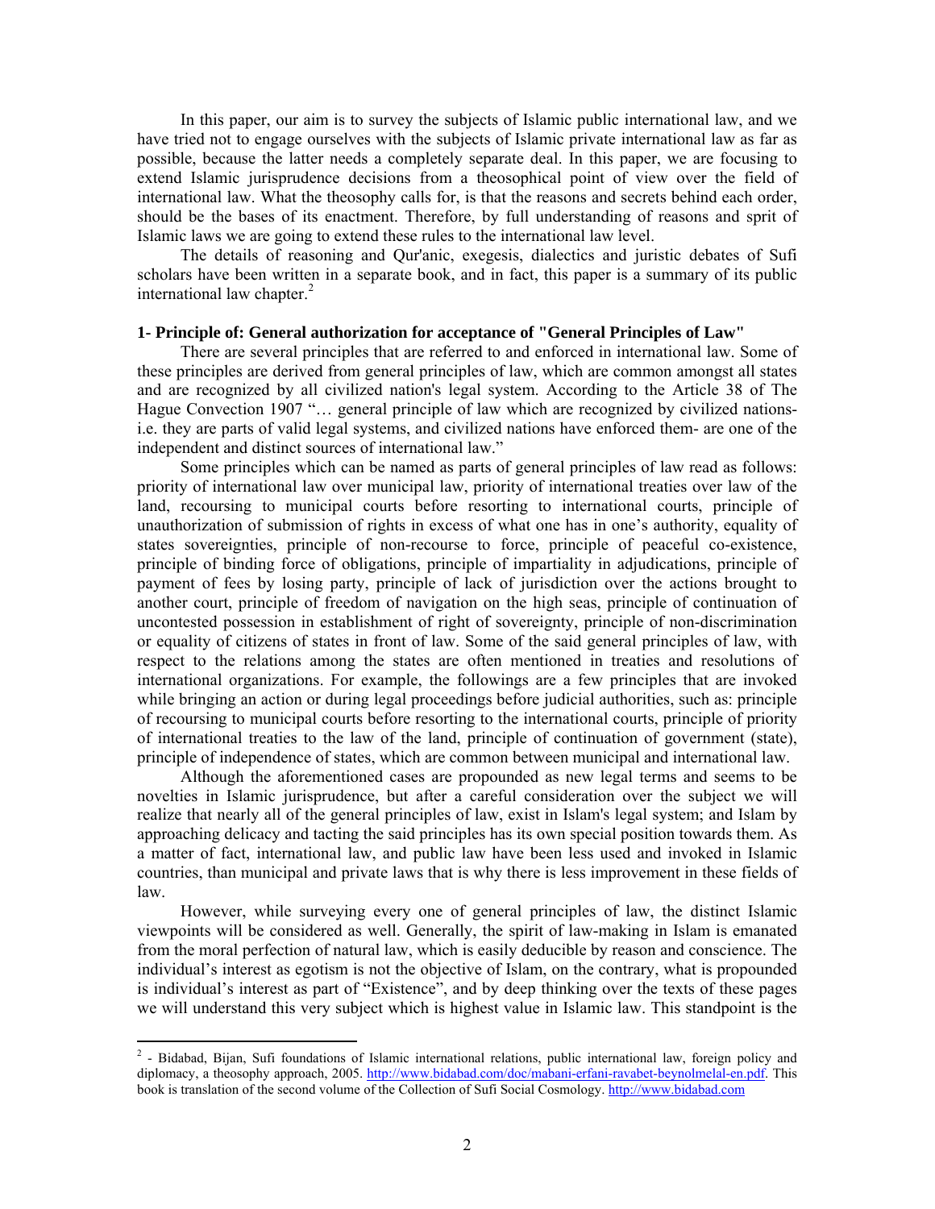In this paper, our aim is to survey the subjects of Islamic public international law, and we have tried not to engage ourselves with the subjects of Islamic private international law as far as possible, because the latter needs a completely separate deal. In this paper, we are focusing to extend Islamic jurisprudence decisions from a theosophical point of view over the field of international law. What the theosophy calls for, is that the reasons and secrets behind each order, should be the bases of its enactment. Therefore, by full understanding of reasons and sprit of Islamic laws we are going to extend these rules to the international law level.

The details of reasoning and Qur'anic, exegesis, dialectics and juristic debates of Sufi scholars have been written in a separate book, and in fact, this paper is a summary of its public international law chapter.[2]

**1- Principle of: General authorization for acceptance of "General Principles of Law"**

There are several principles that are referred to and enforced in international law. Some of these principles are derived from general principles of law, which are common amongst all states and are recognized by all civilized nation's legal system. According to the Article 38 of The Hague Convection 1907 "… general principle of law which are recognized by civilized nations- i.e. they are parts of valid legal systems, and civilized nations have enforced them- are one of the independent and distinct sources of international law."

Some principles which can be named as parts of general principles of law read as follows: priority of international law over municipal law, priority of international treaties over law of the land, recoursing to municipal courts before resorting to international courts, principle of unauthorization of submission of rights in excess of what one has in one's authority, equality of states sovereignties, principle of non-recourse to force, principle of peaceful co-existence, principle of binding force of obligations, principle of impartiality in adjudications, principle of payment of fees by losing party, principle of lack of jurisdiction over the actions brought to another court, principle of freedom of navigation on the high seas, principle of continuation of uncontested possession in establishment of right of sovereignty, principle of non-discrimination or equality of citizens of states in front of law. Some of the said general principles of law, with respect to the relations among the states are often mentioned in treaties and resolutions of international organizations. For example, the followings are a few principles that are invoked while bringing an action or during legal proceedings before judicial authorities, such as: principle of recoursing to municipal courts before resorting to the international courts, principle of priority of international treaties to the law of the land, principle of continuation of government (state), principle of independence of states, which are common between municipal and international law.

Although the aforementioned cases are propounded as new legal terms and seems to be novelties in Islamic jurisprudence, but after a careful consideration over the subject we will realize that nearly all of the general principles of law, exist in Islam's legal system; and Islam by approaching delicacy and tacting the said principles has its own special position towards them. As a matter of fact, international law, and public law have been less used and invoked in Islamic countries, than municipal and private laws that is why there is less improvement in these fields of law.

However, while surveying every one of general principles of law, the distinct Islamic viewpoints will be considered as well. Generally, the spirit of law-making in Islam is emanated from the moral perfection of natural law, which is easily deducible by reason and conscience. The individual's interest as egotism is not the objective of Islam, on the contrary, what is propounded is individual's interest as part of "Existence", and by deep thinking over the texts of these pages we will understand this very subject which is highest value in Islamic law. This standpoint is the

---

[2] - Bidabad, Bijan, Sufi foundations of Islamic international relations, public international law, foreign policy and diplomacy, a theosophy approach, 2005. http://www.bidabad.com/doc/mabani-erfani-ravabet-beynolmelal-en.pdf. This book is translation of the second volume of the Collection of Sufi Social Cosmology. http://www.bidabad.com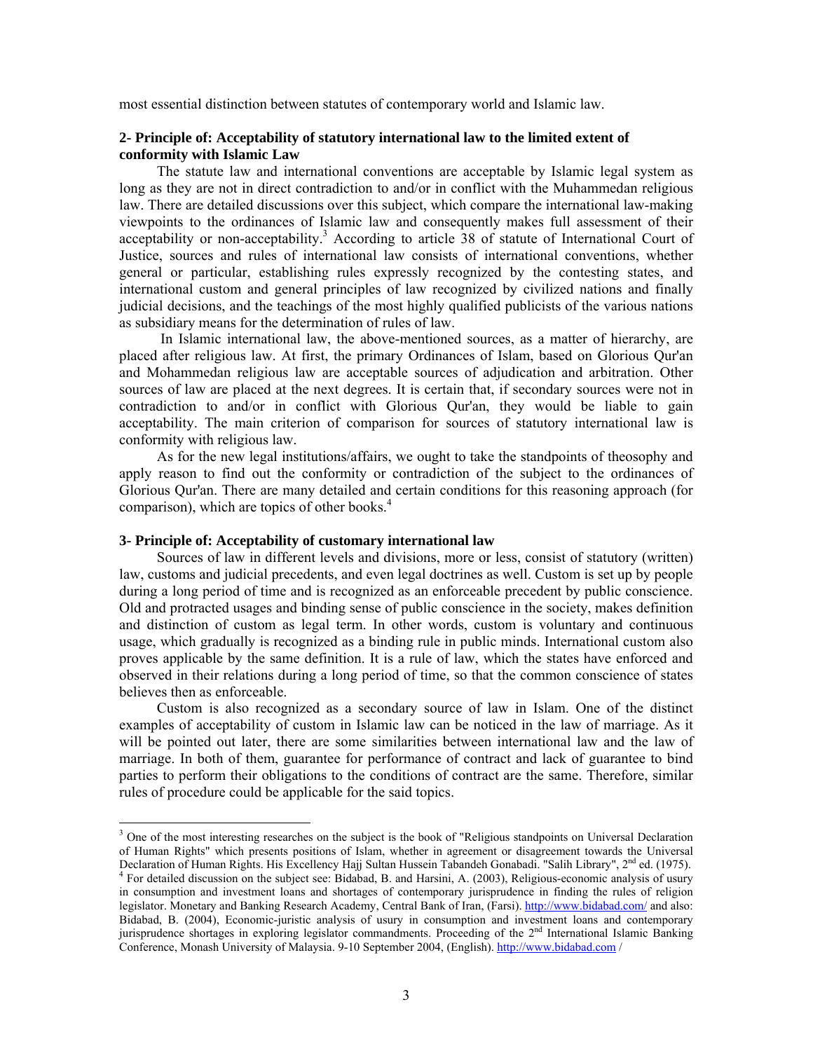most essential distinction between statutes of contemporary world and Islamic law.

### 2- Principle of: Acceptability of statutory international law to the limited extent of conformity with Islamic Law

The statute law and international conventions are acceptable by Islamic legal system as long as they are not in direct contradiction to and/or in conflict with the Muhammedan religious law. There are detailed discussions over this subject, which compare the international law-making viewpoints to the ordinances of Islamic law and consequently makes full assessment of their acceptability or non-acceptability.[3] According to article 38 of statute of International Court of Justice, sources and rules of international law consists of international conventions, whether general or particular, establishing rules expressly recognized by the contesting states, and international custom and general principles of law recognized by civilized nations and finally judicial decisions, and the teachings of the most highly qualified publicists of the various nations as subsidiary means for the determination of rules of law.

In Islamic international law, the above-mentioned sources, as a matter of hierarchy, are placed after religious law. At first, the primary Ordinances of Islam, based on Glorious Qur'an and Mohammedan religious law are acceptable sources of adjudication and arbitration. Other sources of law are placed at the next degrees. It is certain that, if secondary sources were not in contradiction to and/or in conflict with Glorious Qur'an, they would be liable to gain acceptability. The main criterion of comparison for sources of statutory international law is conformity with religious law.

As for the new legal institutions/affairs, we ought to take the standpoints of theosophy and apply reason to find out the conformity or contradiction of the subject to the ordinances of Glorious Qur'an. There are many detailed and certain conditions for this reasoning approach (for comparison), which are topics of other books.[4]

### 3- Principle of: Acceptability of customary international law

Sources of law in different levels and divisions, more or less, consist of statutory (written) law, customs and judicial precedents, and even legal doctrines as well. Custom is set up by people during a long period of time and is recognized as an enforceable precedent by public conscience. Old and protracted usages and binding sense of public conscience in the society, makes definition and distinction of custom as legal term. In other words, custom is voluntary and continuous usage, which gradually is recognized as a binding rule in public minds. International custom also proves applicable by the same definition. It is a rule of law, which the states have enforced and observed in their relations during a long period of time, so that the common conscience of states believes then as enforceable.

Custom is also recognized as a secondary source of law in Islam. One of the distinct examples of acceptability of custom in Islamic law can be noticed in the law of marriage. As it will be pointed out later, there are some similarities between international law and the law of marriage. In both of them, guarantee for performance of contract and lack of guarantee to bind parties to perform their obligations to the conditions of contract are the same. Therefore, similar rules of procedure could be applicable for the said topics.

---

[3] One of the most interesting researches on the subject is the book of "Religious standpoints on Universal Declaration of Human Rights" which presents positions of Islam, whether in agreement or disagreement towards the Universal Declaration of Human Rights. His Excellency Hajj Sultan Hussein Tabandeh Gonabadi. "Salih Library", 2nd ed. (1975).

[4] For detailed discussion on the subject see: Bidabad, B. and Harsini, A. (2003), Religious-economic analysis of usury in consumption and investment loans and shortages of contemporary jurisprudence in finding the rules of religion legislator. Monetary and Banking Research Academy, Central Bank of Iran, (Farsi). http://www.bidabad.com/ and also: Bidabad, B. (2004), Economic-juristic analysis of usury in consumption and investment loans and contemporary jurisprudence shortages in exploring legislator commandments. Proceeding of the 2nd International Islamic Banking Conference, Monash University of Malaysia. 9-10 September 2004, (English). http://www.bidabad.com /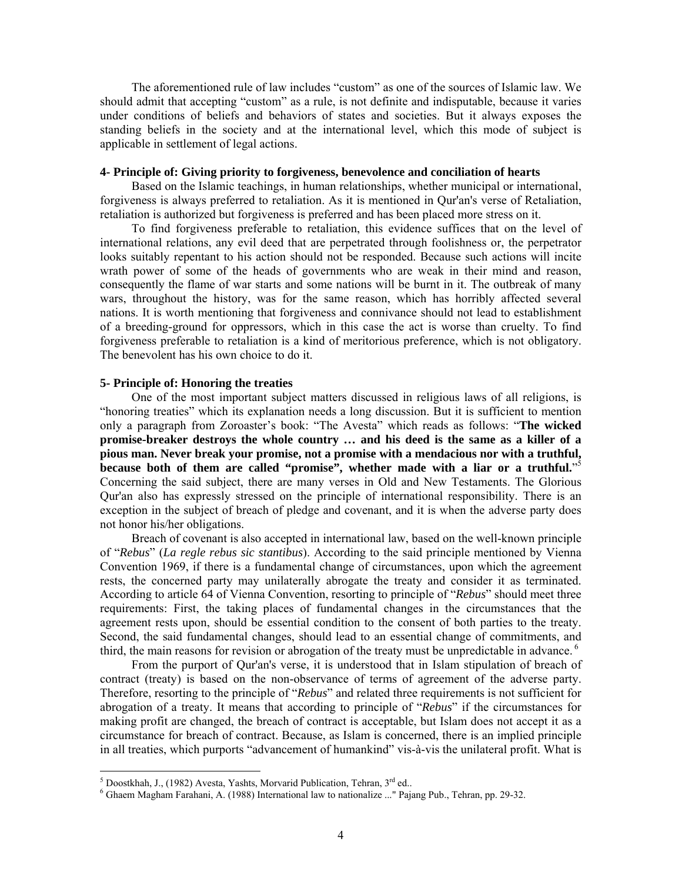The aforementioned rule of law includes "custom" as one of the sources of Islamic law. We should admit that accepting "custom" as a rule, is not definite and indisputable, because it varies under conditions of beliefs and behaviors of states and societies. But it always exposes the standing beliefs in the society and at the international level, which this mode of subject is applicable in settlement of legal actions.

**4- Principle of: Giving priority to forgiveness, benevolence and conciliation of hearts**

Based on the Islamic teachings, in human relationships, whether municipal or international, forgiveness is always preferred to retaliation. As it is mentioned in Qur'an's verse of Retaliation, retaliation is authorized but forgiveness is preferred and has been placed more stress on it.

To find forgiveness preferable to retaliation, this evidence suffices that on the level of international relations, any evil deed that are perpetrated through foolishness or, the perpetrator looks suitably repentant to his action should not be responded. Because such actions will incite wrath power of some of the heads of governments who are weak in their mind and reason, consequently the flame of war starts and some nations will be burnt in it. The outbreak of many wars, throughout the history, was for the same reason, which has horribly affected several nations. It is worth mentioning that forgiveness and connivance should not lead to establishment of a breeding-ground for oppressors, which in this case the act is worse than cruelty. To find forgiveness preferable to retaliation is a kind of meritorious preference, which is not obligatory. The benevolent has his own choice to do it.

**5- Principle of: Honoring the treaties**

One of the most important subject matters discussed in religious laws of all religions, is "honoring treaties" which its explanation needs a long discussion. But it is sufficient to mention only a paragraph from Zoroaster's book: "The Avesta" which reads as follows: "**The wicked promise-breaker destroys the whole country … and his deed is the same as a killer of a pious man. Never break your promise, not a promise with a mendacious nor with a truthful, because both of them are called "promise", whether made with a liar or a truthful.**"[5] Concerning the said subject, there are many verses in Old and New Testaments. The Glorious Qur'an also has expressly stressed on the principle of international responsibility. There is an exception in the subject of breach of pledge and covenant, and it is when the adverse party does not honor his/her obligations.

Breach of covenant is also accepted in international law, based on the well-known principle of "*Rebus*" (*La regle rebus sic stantibus*). According to the said principle mentioned by Vienna Convention 1969, if there is a fundamental change of circumstances, upon which the agreement rests, the concerned party may unilaterally abrogate the treaty and consider it as terminated. According to article 64 of Vienna Convention, resorting to principle of "*Rebus*" should meet three requirements: First, the taking places of fundamental changes in the circumstances that the agreement rests upon, should be essential condition to the consent of both parties to the treaty. Second, the said fundamental changes, should lead to an essential change of commitments, and third, the main reasons for revision or abrogation of the treaty must be unpredictable in advance.[6]

From the purport of Qur'an's verse, it is understood that in Islam stipulation of breach of contract (treaty) is based on the non-observance of terms of agreement of the adverse party. Therefore, resorting to the principle of "*Rebus*" and related three requirements is not sufficient for abrogation of a treaty. It means that according to principle of "*Rebus*" if the circumstances for making profit are changed, the breach of contract is acceptable, but Islam does not accept it as a circumstance for breach of contract. Because, as Islam is concerned, there is an implied principle in all treaties, which purports "advancement of humankind" vis-à-vis the unilateral profit. What is

---

[5] Doostkhah, J., (1982) Avesta, Yashts, Morvarid Publication, Tehran, 3rd ed..

[6] Ghaem Magham Farahani, A. (1988) International law to nationalize ..." Pajang Pub., Tehran, pp. 29-32.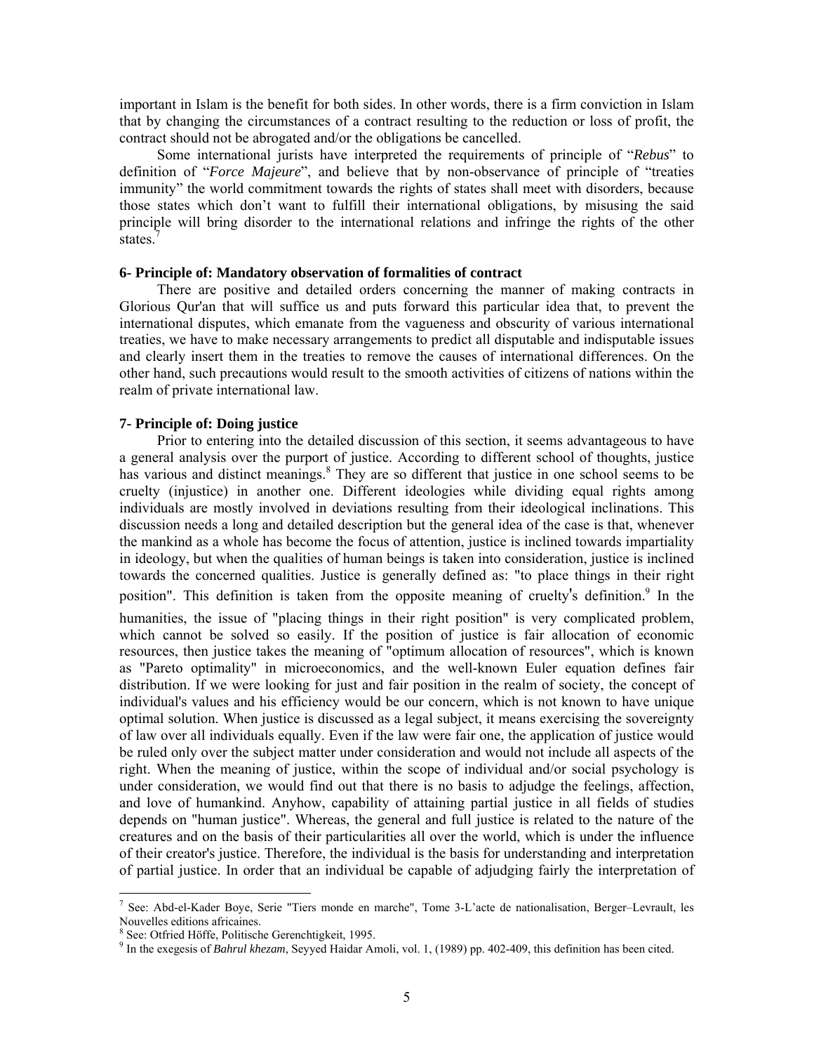important in Islam is the benefit for both sides. In other words, there is a firm conviction in Islam that by changing the circumstances of a contract resulting to the reduction or loss of profit, the contract should not be abrogated and/or the obligations be cancelled.

Some international jurists have interpreted the requirements of principle of "*Rebus*" to definition of "*Force Majeure*", and believe that by non-observance of principle of "treaties immunity" the world commitment towards the rights of states shall meet with disorders, because those states which don't want to fulfill their international obligations, by misusing the said principle will bring disorder to the international relations and infringe the rights of the other states.[7]

**6- Principle of: Mandatory observation of formalities of contract**

There are positive and detailed orders concerning the manner of making contracts in Glorious Qur'an that will suffice us and puts forward this particular idea that, to prevent the international disputes, which emanate from the vagueness and obscurity of various international treaties, we have to make necessary arrangements to predict all disputable and indisputable issues and clearly insert them in the treaties to remove the causes of international differences. On the other hand, such precautions would result to the smooth activities of citizens of nations within the realm of private international law.

**7- Principle of: Doing justice**

Prior to entering into the detailed discussion of this section, it seems advantageous to have a general analysis over the purport of justice. According to different school of thoughts, justice has various and distinct meanings.[8] They are so different that justice in one school seems to be cruelty (injustice) in another one. Different ideologies while dividing equal rights among individuals are mostly involved in deviations resulting from their ideological inclinations. This discussion needs a long and detailed description but the general idea of the case is that, whenever the mankind as a whole has become the focus of attention, justice is inclined towards impartiality in ideology, but when the qualities of human beings is taken into consideration, justice is inclined towards the concerned qualities. Justice is generally defined as: "to place things in their right position". This definition is taken from the opposite meaning of cruelty's definition.[9] In the humanities, the issue of "placing things in their right position" is very complicated problem, which cannot be solved so easily. If the position of justice is fair allocation of economic resources, then justice takes the meaning of "optimum allocation of resources", which is known as "Pareto optimality" in microeconomics, and the well-known Euler equation defines fair distribution. If we were looking for just and fair position in the realm of society, the concept of individual's values and his efficiency would be our concern, which is not known to have unique optimal solution. When justice is discussed as a legal subject, it means exercising the sovereignty of law over all individuals equally. Even if the law were fair one, the application of justice would be ruled only over the subject matter under consideration and would not include all aspects of the right. When the meaning of justice, within the scope of individual and/or social psychology is under consideration, we would find out that there is no basis to adjudge the feelings, affection, and love of humankind. Anyhow, capability of attaining partial justice in all fields of studies depends on "human justice". Whereas, the general and full justice is related to the nature of the creatures and on the basis of their particularities all over the world, which is under the influence of their creator's justice. Therefore, the individual is the basis for understanding and interpretation of partial justice. In order that an individual be capable of adjudging fairly the interpretation of

---

[7] See: Abd-el-Kader Boye, Serie "Tiers monde en marche", Tome 3-L'acte de nationalisation, Berger–Levrault, les Nouvelles editions africaines.

[8] See: Otfried Höffe, Politische Gerenchtigkeit, 1995.

[9] In the exegesis of *Bahrul khezam*, Seyyed Haidar Amoli, vol. 1, (1989) pp. 402-409, this definition has been cited.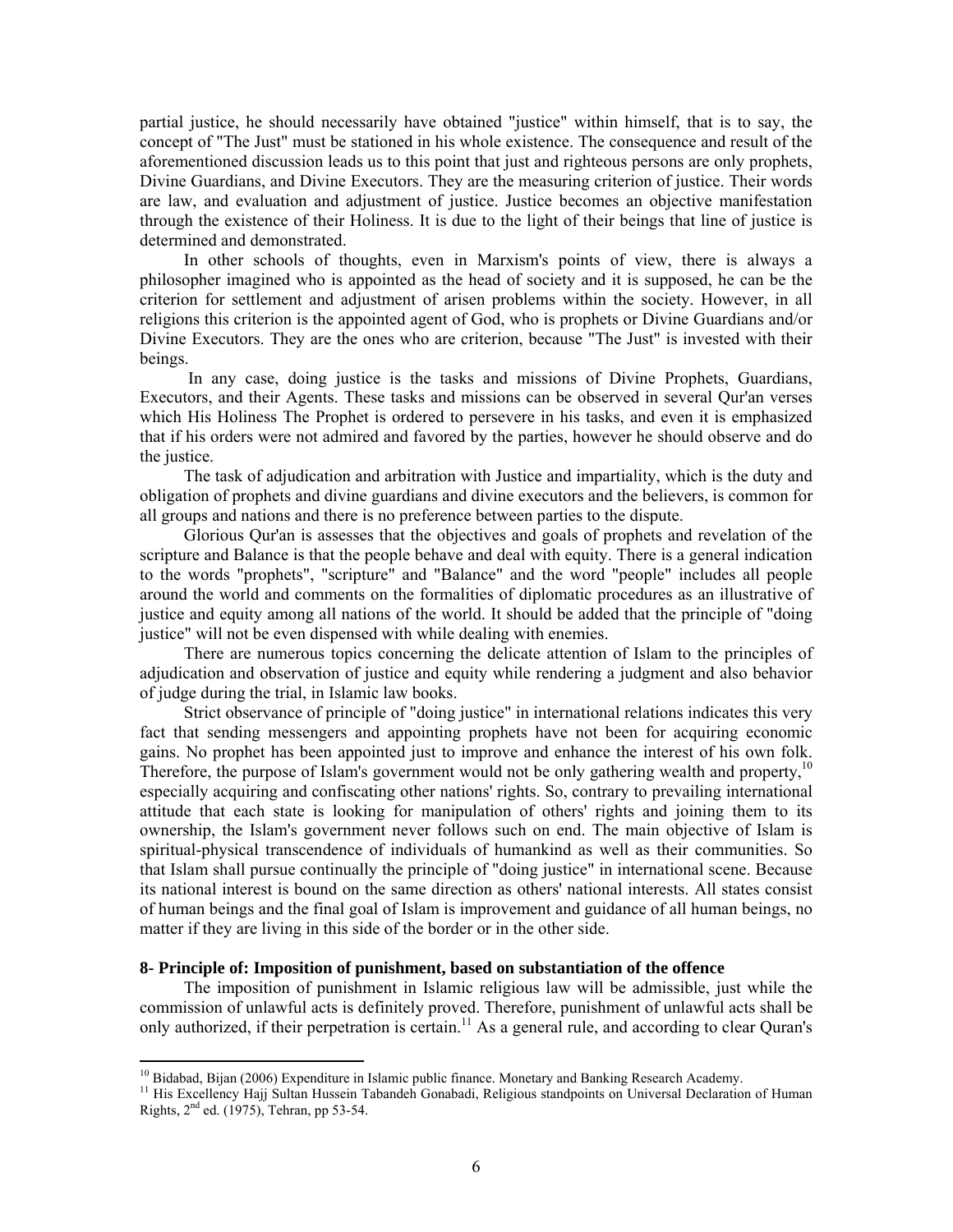partial justice, he should necessarily have obtained "justice" within himself, that is to say, the concept of "The Just" must be stationed in his whole existence. The consequence and result of the aforementioned discussion leads us to this point that just and righteous persons are only prophets, Divine Guardians, and Divine Executors. They are the measuring criterion of justice. Their words are law, and evaluation and adjustment of justice. Justice becomes an objective manifestation through the existence of their Holiness. It is due to the light of their beings that line of justice is determined and demonstrated.

In other schools of thoughts, even in Marxism's points of view, there is always a philosopher imagined who is appointed as the head of society and it is supposed, he can be the criterion for settlement and adjustment of arisen problems within the society. However, in all religions this criterion is the appointed agent of God, who is prophets or Divine Guardians and/or Divine Executors. They are the ones who are criterion, because "The Just" is invested with their beings.

In any case, doing justice is the tasks and missions of Divine Prophets, Guardians, Executors, and their Agents. These tasks and missions can be observed in several Qur'an verses which His Holiness The Prophet is ordered to persevere in his tasks, and even it is emphasized that if his orders were not admired and favored by the parties, however he should observe and do the justice.

The task of adjudication and arbitration with Justice and impartiality, which is the duty and obligation of prophets and divine guardians and divine executors and the believers, is common for all groups and nations and there is no preference between parties to the dispute.

Glorious Qur'an is assesses that the objectives and goals of prophets and revelation of the scripture and Balance is that the people behave and deal with equity. There is a general indication to the words "prophets", "scripture" and "Balance" and the word "people" includes all people around the world and comments on the formalities of diplomatic procedures as an illustrative of justice and equity among all nations of the world. It should be added that the principle of "doing justice" will not be even dispensed with while dealing with enemies.

There are numerous topics concerning the delicate attention of Islam to the principles of adjudication and observation of justice and equity while rendering a judgment and also behavior of judge during the trial, in Islamic law books.

Strict observance of principle of "doing justice" in international relations indicates this very fact that sending messengers and appointing prophets have not been for acquiring economic gains. No prophet has been appointed just to improve and enhance the interest of his own folk. Therefore, the purpose of Islam's government would not be only gathering wealth and property,[10] especially acquiring and confiscating other nations' rights. So, contrary to prevailing international attitude that each state is looking for manipulation of others' rights and joining them to its ownership, the Islam's government never follows such on end. The main objective of Islam is spiritual-physical transcendence of individuals of humankind as well as their communities. So that Islam shall pursue continually the principle of "doing justice" in international scene. Because its national interest is bound on the same direction as others' national interests. All states consist of human beings and the final goal of Islam is improvement and guidance of all human beings, no matter if they are living in this side of the border or in the other side.

**8- Principle of: Imposition of punishment, based on substantiation of the offence**

The imposition of punishment in Islamic religious law will be admissible, just while the commission of unlawful acts is definitely proved. Therefore, punishment of unlawful acts shall be only authorized, if their perpetration is certain.[11] As a general rule, and according to clear Quran's

---

[10] Bidabad, Bijan (2006) Expenditure in Islamic public finance. Monetary and Banking Research Academy.

[11] His Excellency Hajj Sultan Hussein Tabandeh Gonabadi, Religious standpoints on Universal Declaration of Human Rights, 2nd ed. (1975), Tehran, pp 53-54.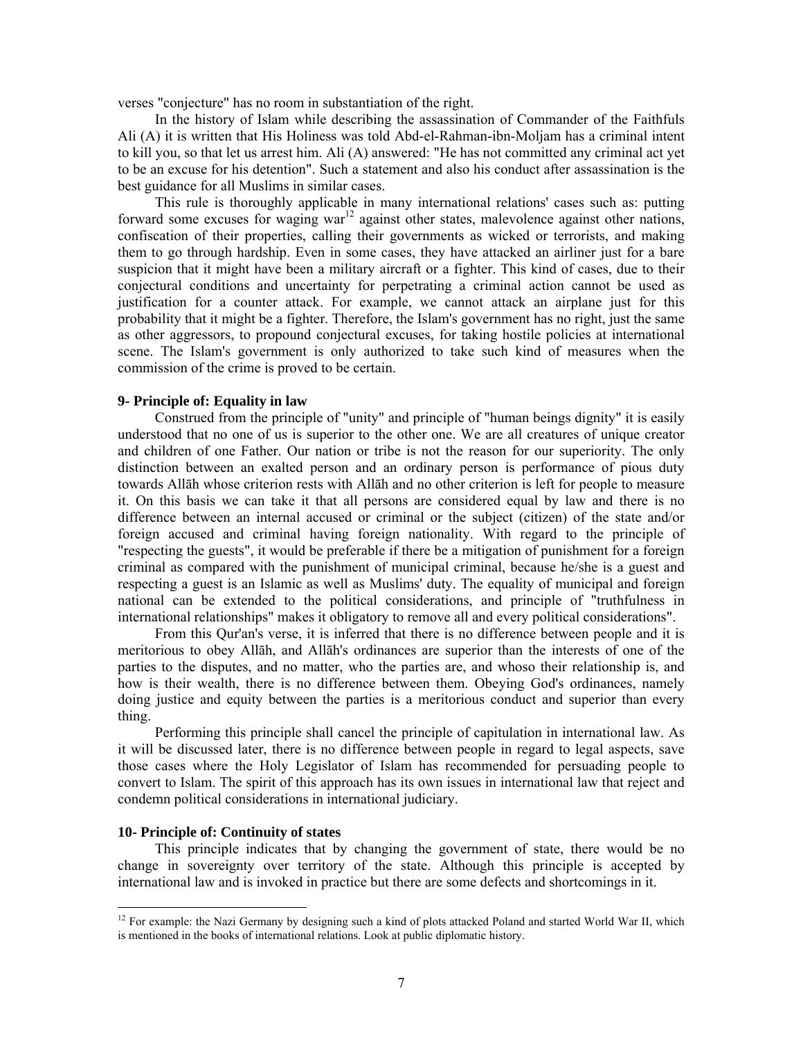verses "conjecture" has no room in substantiation of the right.

In the history of Islam while describing the assassination of Commander of the Faithfuls Ali (A) it is written that His Holiness was told Abd-el-Rahman-ibn-Moljam has a criminal intent to kill you, so that let us arrest him. Ali (A) answered: "He has not committed any criminal act yet to be an excuse for his detention". Such a statement and also his conduct after assassination is the best guidance for all Muslims in similar cases.

This rule is thoroughly applicable in many international relations' cases such as: putting forward some excuses for waging war[12] against other states, malevolence against other nations, confiscation of their properties, calling their governments as wicked or terrorists, and making them to go through hardship. Even in some cases, they have attacked an airliner just for a bare suspicion that it might have been a military aircraft or a fighter. This kind of cases, due to their conjectural conditions and uncertainty for perpetrating a criminal action cannot be used as justification for a counter attack. For example, we cannot attack an airplane just for this probability that it might be a fighter. Therefore, the Islam's government has no right, just the same as other aggressors, to propound conjectural excuses, for taking hostile policies at international scene. The Islam's government is only authorized to take such kind of measures when the commission of the crime is proved to be certain.

**9- Principle of: Equality in law**

Construed from the principle of "unity" and principle of "human beings dignity" it is easily understood that no one of us is superior to the other one. We are all creatures of unique creator and children of one Father. Our nation or tribe is not the reason for our superiority. The only distinction between an exalted person and an ordinary person is performance of pious duty towards Allāh whose criterion rests with Allāh and no other criterion is left for people to measure it. On this basis we can take it that all persons are considered equal by law and there is no difference between an internal accused or criminal or the subject (citizen) of the state and/or foreign accused and criminal having foreign nationality. With regard to the principle of "respecting the guests", it would be preferable if there be a mitigation of punishment for a foreign criminal as compared with the punishment of municipal criminal, because he/she is a guest and respecting a guest is an Islamic as well as Muslims' duty. The equality of municipal and foreign national can be extended to the political considerations, and principle of "truthfulness in international relationships" makes it obligatory to remove all and every political considerations".

From this Qur'an's verse, it is inferred that there is no difference between people and it is meritorious to obey Allāh, and Allāh's ordinances are superior than the interests of one of the parties to the disputes, and no matter, who the parties are, and whoso their relationship is, and how is their wealth, there is no difference between them. Obeying God's ordinances, namely doing justice and equity between the parties is a meritorious conduct and superior than every thing.

Performing this principle shall cancel the principle of capitulation in international law. As it will be discussed later, there is no difference between people in regard to legal aspects, save those cases where the Holy Legislator of Islam has recommended for persuading people to convert to Islam. The spirit of this approach has its own issues in international law that reject and condemn political considerations in international judiciary.

**10- Principle of: Continuity of states**

This principle indicates that by changing the government of state, there would be no change in sovereignty over territory of the state. Although this principle is accepted by international law and is invoked in practice but there are some defects and shortcomings in it.

---

[12] For example: the Nazi Germany by designing such a kind of plots attacked Poland and started World War II, which is mentioned in the books of international relations. Look at public diplomatic history.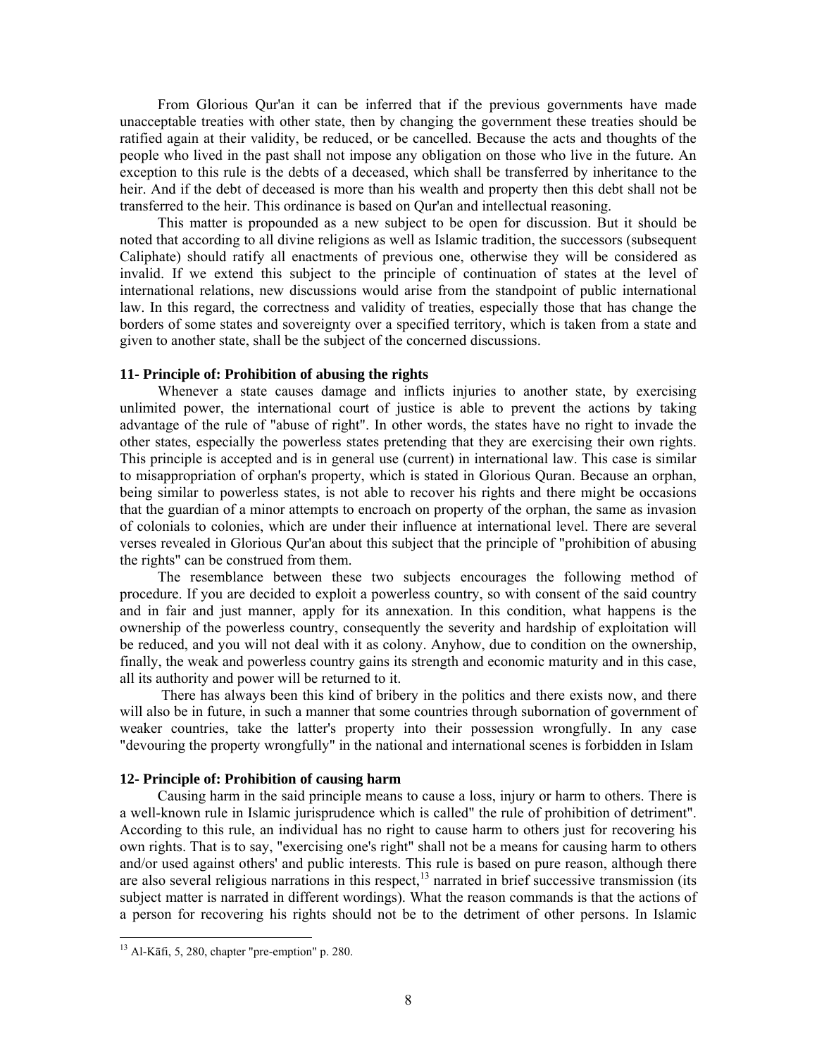From Glorious Qur'an it can be inferred that if the previous governments have made unacceptable treaties with other state, then by changing the government these treaties should be ratified again at their validity, be reduced, or be cancelled. Because the acts and thoughts of the people who lived in the past shall not impose any obligation on those who live in the future. An exception to this rule is the debts of a deceased, which shall be transferred by inheritance to the heir. And if the debt of deceased is more than his wealth and property then this debt shall not be transferred to the heir. This ordinance is based on Qur'an and intellectual reasoning.

This matter is propounded as a new subject to be open for discussion. But it should be noted that according to all divine religions as well as Islamic tradition, the successors (subsequent Caliphate) should ratify all enactments of previous one, otherwise they will be considered as invalid. If we extend this subject to the principle of continuation of states at the level of international relations, new discussions would arise from the standpoint of public international law. In this regard, the correctness and validity of treaties, especially those that has change the borders of some states and sovereignty over a specified territory, which is taken from a state and given to another state, shall be the subject of the concerned discussions.

**11- Principle of: Prohibition of abusing the rights**

Whenever a state causes damage and inflicts injuries to another state, by exercising unlimited power, the international court of justice is able to prevent the actions by taking advantage of the rule of "abuse of right". In other words, the states have no right to invade the other states, especially the powerless states pretending that they are exercising their own rights. This principle is accepted and is in general use (current) in international law. This case is similar to misappropriation of orphan's property, which is stated in Glorious Quran. Because an orphan, being similar to powerless states, is not able to recover his rights and there might be occasions that the guardian of a minor attempts to encroach on property of the orphan, the same as invasion of colonials to colonies, which are under their influence at international level. There are several verses revealed in Glorious Qur'an about this subject that the principle of "prohibition of abusing the rights" can be construed from them.

The resemblance between these two subjects encourages the following method of procedure. If you are decided to exploit a powerless country, so with consent of the said country and in fair and just manner, apply for its annexation. In this condition, what happens is the ownership of the powerless country, consequently the severity and hardship of exploitation will be reduced, and you will not deal with it as colony. Anyhow, due to condition on the ownership, finally, the weak and powerless country gains its strength and economic maturity and in this case, all its authority and power will be returned to it.

There has always been this kind of bribery in the politics and there exists now, and there will also be in future, in such a manner that some countries through subornation of government of weaker countries, take the latter's property into their possession wrongfully. In any case "devouring the property wrongfully" in the national and international scenes is forbidden in Islam

**12- Principle of: Prohibition of causing harm**

Causing harm in the said principle means to cause a loss, injury or harm to others. There is a well-known rule in Islamic jurisprudence which is called" the rule of prohibition of detriment". According to this rule, an individual has no right to cause harm to others just for recovering his own rights. That is to say, "exercising one's right" shall not be a means for causing harm to others and/or used against others' and public interests. This rule is based on pure reason, although there are also several religious narrations in this respect,[13] narrated in brief successive transmission (its subject matter is narrated in different wordings). What the reason commands is that the actions of a person for recovering his rights should not be to the detriment of other persons. In Islamic

[13] Al-Kāfi, 5, 280, chapter "pre-emption" p. 280.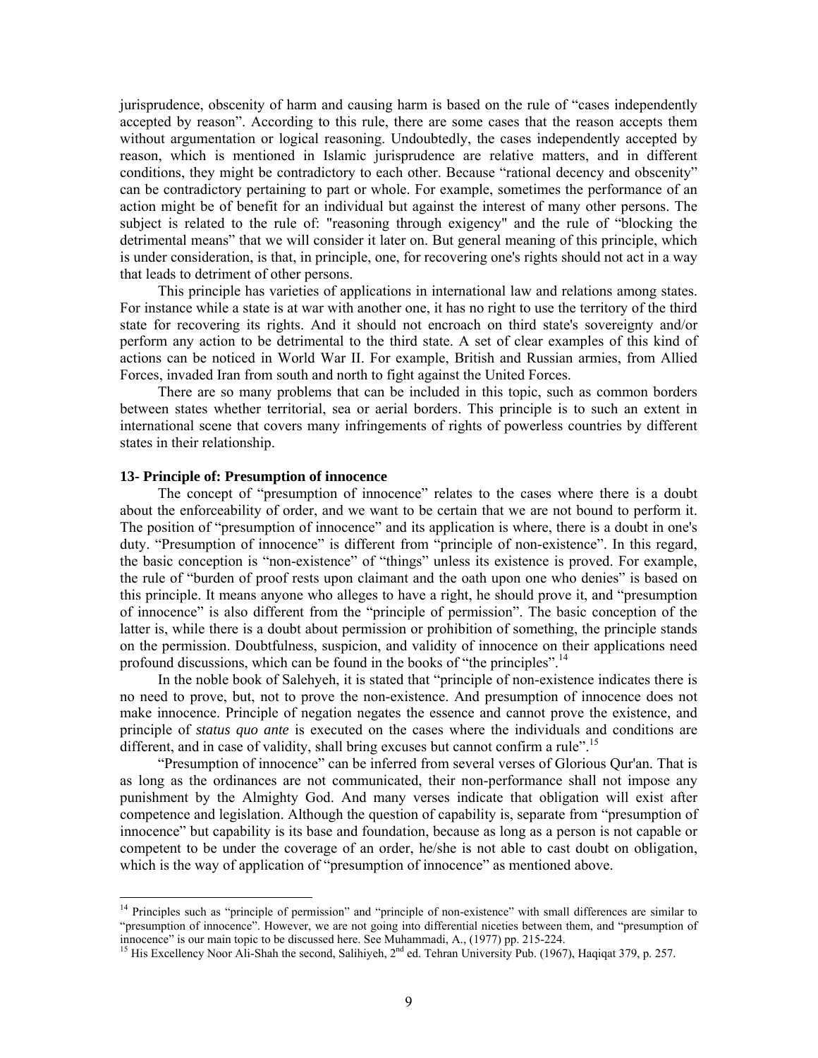jurisprudence, obscenity of harm and causing harm is based on the rule of "cases independently accepted by reason". According to this rule, there are some cases that the reason accepts them without argumentation or logical reasoning. Undoubtedly, the cases independently accepted by reason, which is mentioned in Islamic jurisprudence are relative matters, and in different conditions, they might be contradictory to each other. Because "rational decency and obscenity" can be contradictory pertaining to part or whole. For example, sometimes the performance of an action might be of benefit for an individual but against the interest of many other persons. The subject is related to the rule of: "reasoning through exigency" and the rule of "blocking the detrimental means" that we will consider it later on. But general meaning of this principle, which is under consideration, is that, in principle, one, for recovering one's rights should not act in a way that leads to detriment of other persons.

This principle has varieties of applications in international law and relations among states. For instance while a state is at war with another one, it has no right to use the territory of the third state for recovering its rights. And it should not encroach on third state's sovereignty and/or perform any action to be detrimental to the third state. A set of clear examples of this kind of actions can be noticed in World War II. For example, British and Russian armies, from Allied Forces, invaded Iran from south and north to fight against the United Forces.

There are so many problems that can be included in this topic, such as common borders between states whether territorial, sea or aerial borders. This principle is to such an extent in international scene that covers many infringements of rights of powerless countries by different states in their relationship.

### 13- Principle of: Presumption of innocence

The concept of "presumption of innocence" relates to the cases where there is a doubt about the enforceability of order, and we want to be certain that we are not bound to perform it. The position of "presumption of innocence" and its application is where, there is a doubt in one's duty. "Presumption of innocence" is different from "principle of non-existence". In this regard, the basic conception is "non-existence" of "things" unless its existence is proved. For example, the rule of "burden of proof rests upon claimant and the oath upon one who denies" is based on this principle. It means anyone who alleges to have a right, he should prove it, and "presumption of innocence" is also different from the "principle of permission". The basic conception of the latter is, while there is a doubt about permission or prohibition of something, the principle stands on the permission. Doubtfulness, suspicion, and validity of innocence on their applications need profound discussions, which can be found in the books of "the principles".[14]

In the noble book of Salehyeh, it is stated that "principle of non-existence indicates there is no need to prove, but, not to prove the non-existence. And presumption of innocence does not make innocence. Principle of negation negates the essence and cannot prove the existence, and principle of *status quo ante* is executed on the cases where the individuals and conditions are different, and in case of validity, shall bring excuses but cannot confirm a rule".[15]

"Presumption of innocence" can be inferred from several verses of Glorious Qur'an. That is as long as the ordinances are not communicated, their non-performance shall not impose any punishment by the Almighty God. And many verses indicate that obligation will exist after competence and legislation. Although the question of capability is, separate from "presumption of innocence" but capability is its base and foundation, because as long as a person is not capable or competent to be under the coverage of an order, he/she is not able to cast doubt on obligation, which is the way of application of "presumption of innocence" as mentioned above.

---

[14] Principles such as "principle of permission" and "principle of non-existence" with small differences are similar to "presumption of innocence". However, we are not going into differential niceties between them, and "presumption of innocence" is our main topic to be discussed here. See Muhammadi, A., (1977) pp. 215-224.

[15] His Excellency Noor Ali-Shah the second, Salihiyeh, 2nd ed. Tehran University Pub. (1967), Haqiqat 379, p. 257.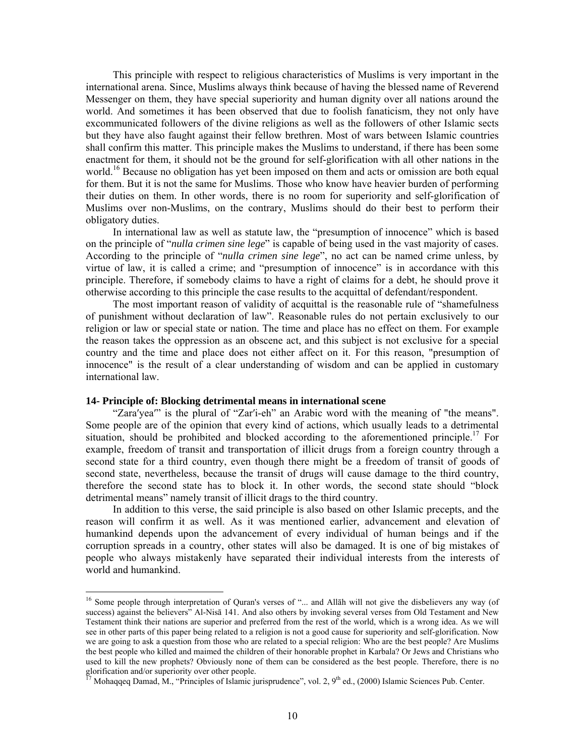This principle with respect to religious characteristics of Muslims is very important in the international arena. Since, Muslims always think because of having the blessed name of Reverend Messenger on them, they have special superiority and human dignity over all nations around the world. And sometimes it has been observed that due to foolish fanaticism, they not only have excommunicated followers of the divine religions as well as the followers of other Islamic sects but they have also faught against their fellow brethren. Most of wars between Islamic countries shall confirm this matter. This principle makes the Muslims to understand, if there has been some enactment for them, it should not be the ground for self-glorification with all other nations in the world.[16] Because no obligation has yet been imposed on them and acts or omission are both equal for them. But it is not the same for Muslims. Those who know have heavier burden of performing their duties on them. In other words, there is no room for superiority and self-glorification of Muslims over non-Muslims, on the contrary, Muslims should do their best to perform their obligatory duties.

In international law as well as statute law, the "presumption of innocence" which is based on the principle of "*nulla crimen sine lege*" is capable of being used in the vast majority of cases. According to the principle of "*nulla crimen sine lege*", no act can be named crime unless, by virtue of law, it is called a crime; and "presumption of innocence" is in accordance with this principle. Therefore, if somebody claims to have a right of claims for a debt, he should prove it otherwise according to this principle the case results to the acquittal of defendant/respondent.

The most important reason of validity of acquittal is the reasonable rule of "shamefulness of punishment without declaration of law". Reasonable rules do not pertain exclusively to our religion or law or special state or nation. The time and place has no effect on them. For example the reason takes the oppression as an obscene act, and this subject is not exclusive for a special country and the time and place does not either affect on it. For this reason, "presumption of innocence" is the result of a clear understanding of wisdom and can be applied in customary international law.

### 14- Principle of: Blocking detrimental means in international scene

"Zara′yea′" is the plural of "Zar′i-eh" an Arabic word with the meaning of "the means". Some people are of the opinion that every kind of actions, which usually leads to a detrimental situation, should be prohibited and blocked according to the aforementioned principle.[17] For example, freedom of transit and transportation of illicit drugs from a foreign country through a second state for a third country, even though there might be a freedom of transit of goods of second state, nevertheless, because the transit of drugs will cause damage to the third country, therefore the second state has to block it. In other words, the second state should "block detrimental means" namely transit of illicit drags to the third country.

In addition to this verse, the said principle is also based on other Islamic precepts, and the reason will confirm it as well. As it was mentioned earlier, advancement and elevation of humankind depends upon the advancement of every individual of human beings and if the corruption spreads in a country, other states will also be damaged. It is one of big mistakes of people who always mistakenly have separated their individual interests from the interests of world and humankind.

---

[16] Some people through interpretation of Quran's verses of "... and Allāh will not give the disbelievers any way (of success) against the believers" Al-Nisā 141. And also others by invoking several verses from Old Testament and New Testament think their nations are superior and preferred from the rest of the world, which is a wrong idea. As we will see in other parts of this paper being related to a religion is not a good cause for superiority and self-glorification. Now we are going to ask a question from those who are related to a special religion: Who are the best people? Are Muslims the best people who killed and maimed the children of their honorable prophet in Karbala? Or Jews and Christians who used to kill the new prophets? Obviously none of them can be considered as the best people. Therefore, there is no glorification and/or superiority over other people.

[17] Mohaqqeq Damad, M., "Principles of Islamic jurisprudence", vol. 2, 9th ed., (2000) Islamic Sciences Pub. Center.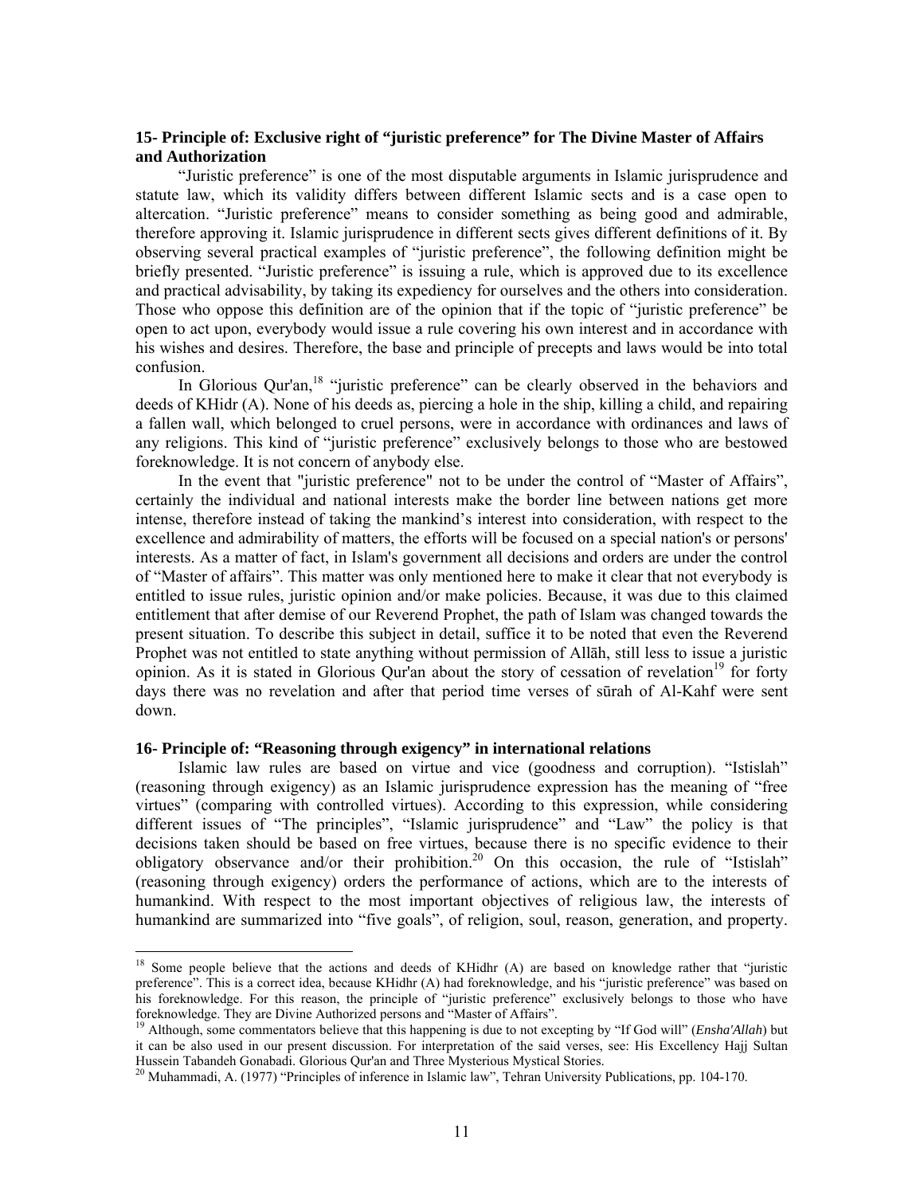### 15- Principle of: Exclusive right of "juristic preference" for The Divine Master of Affairs and Authorization

"Juristic preference" is one of the most disputable arguments in Islamic jurisprudence and statute law, which its validity differs between different Islamic sects and is a case open to altercation. "Juristic preference" means to consider something as being good and admirable, therefore approving it. Islamic jurisprudence in different sects gives different definitions of it. By observing several practical examples of "juristic preference", the following definition might be briefly presented. "Juristic preference" is issuing a rule, which is approved due to its excellence and practical advisability, by taking its expediency for ourselves and the others into consideration. Those who oppose this definition are of the opinion that if the topic of "juristic preference" be open to act upon, everybody would issue a rule covering his own interest and in accordance with his wishes and desires. Therefore, the base and principle of precepts and laws would be into total confusion.

In Glorious Qur'an,[18] "juristic preference" can be clearly observed in the behaviors and deeds of KHidr (A). None of his deeds as, piercing a hole in the ship, killing a child, and repairing a fallen wall, which belonged to cruel persons, were in accordance with ordinances and laws of any religions. This kind of "juristic preference" exclusively belongs to those who are bestowed foreknowledge. It is not concern of anybody else.

In the event that "juristic preference" not to be under the control of "Master of Affairs", certainly the individual and national interests make the border line between nations get more intense, therefore instead of taking the mankind's interest into consideration, with respect to the excellence and admirability of matters, the efforts will be focused on a special nation's or persons' interests. As a matter of fact, in Islam's government all decisions and orders are under the control of "Master of affairs". This matter was only mentioned here to make it clear that not everybody is entitled to issue rules, juristic opinion and/or make policies. Because, it was due to this claimed entitlement that after demise of our Reverend Prophet, the path of Islam was changed towards the present situation. To describe this subject in detail, suffice it to be noted that even the Reverend Prophet was not entitled to state anything without permission of Allāh, still less to issue a juristic opinion. As it is stated in Glorious Qur'an about the story of cessation of revelation[19] for forty days there was no revelation and after that period time verses of sūrah of Al-Kahf were sent down.

### 16- Principle of: "Reasoning through exigency" in international relations

Islamic law rules are based on virtue and vice (goodness and corruption). "Istislah" (reasoning through exigency) as an Islamic jurisprudence expression has the meaning of "free virtues" (comparing with controlled virtues). According to this expression, while considering different issues of "The principles", "Islamic jurisprudence" and "Law" the policy is that decisions taken should be based on free virtues, because there is no specific evidence to their obligatory observance and/or their prohibition.[20] On this occasion, the rule of "Istislah" (reasoning through exigency) orders the performance of actions, which are to the interests of humankind. With respect to the most important objectives of religious law, the interests of humankind are summarized into "five goals", of religion, soul, reason, generation, and property.

---

[18] Some people believe that the actions and deeds of KHidhr (A) are based on knowledge rather that "juristic preference". This is a correct idea, because KHidhr (A) had foreknowledge, and his "juristic preference" was based on his foreknowledge. For this reason, the principle of "juristic preference" exclusively belongs to those who have foreknowledge. They are Divine Authorized persons and "Master of Affairs".

[19] Although, some commentators believe that this happening is due to not excepting by "If God will" (*Ensha'Allah*) but it can be also used in our present discussion. For interpretation of the said verses, see: His Excellency Hajj Sultan Hussein Tabandeh Gonabadi. Glorious Qur'an and Three Mysterious Mystical Stories.

[20] Muhammadi, A. (1977) "Principles of inference in Islamic law", Tehran University Publications, pp. 104-170.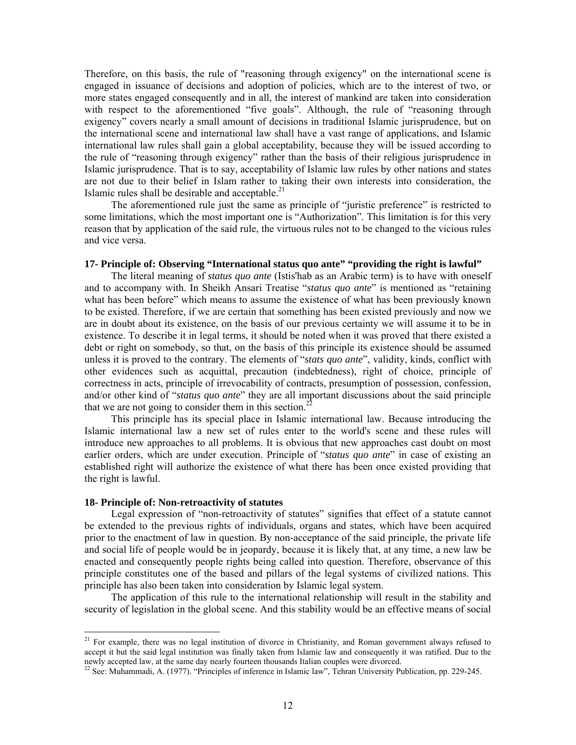Therefore, on this basis, the rule of "reasoning through exigency" on the international scene is engaged in issuance of decisions and adoption of policies, which are to the interest of two, or more states engaged consequently and in all, the interest of mankind are taken into consideration with respect to the aforementioned "five goals". Although, the rule of "reasoning through exigency" covers nearly a small amount of decisions in traditional Islamic jurisprudence, but on the international scene and international law shall have a vast range of applications, and Islamic international law rules shall gain a global acceptability, because they will be issued according to the rule of "reasoning through exigency" rather than the basis of their religious jurisprudence in Islamic jurisprudence. That is to say, acceptability of Islamic law rules by other nations and states are not due to their belief in Islam rather to taking their own interests into consideration, the Islamic rules shall be desirable and acceptable.[21]

The aforementioned rule just the same as principle of "juristic preference" is restricted to some limitations, which the most important one is "Authorization". This limitation is for this very reason that by application of the said rule, the virtuous rules not to be changed to the vicious rules and vice versa.

**17- Principle of: Observing "International status quo ante" "providing the right is lawful"**

The literal meaning of *status quo ante* (Istis'hab as an Arabic term) is to have with oneself and to accompany with. In Sheikh Ansari Treatise "*status quo ante*" is mentioned as "retaining what has been before" which means to assume the existence of what has been previously known to be existed. Therefore, if we are certain that something has been existed previously and now we are in doubt about its existence, on the basis of our previous certainty we will assume it to be in existence. To describe it in legal terms, it should be noted when it was proved that there existed a debt or right on somebody, so that, on the basis of this principle its existence should be assumed unless it is proved to the contrary. The elements of "*stats quo ante*", validity, kinds, conflict with other evidences such as acquittal, precaution (indebtedness), right of choice, principle of correctness in acts, principle of irrevocability of contracts, presumption of possession, confession, and/or other kind of "*status quo ante*" they are all important discussions about the said principle that we are not going to consider them in this section.[22]

This principle has its special place in Islamic international law. Because introducing the Islamic international law a new set of rules enter to the world's scene and these rules will introduce new approaches to all problems. It is obvious that new approaches cast doubt on most earlier orders, which are under execution. Principle of "*status quo ante*" in case of existing an established right will authorize the existence of what there has been once existed providing that the right is lawful.

**18- Principle of: Non-retroactivity of statutes**

Legal expression of "non-retroactivity of statutes" signifies that effect of a statute cannot be extended to the previous rights of individuals, organs and states, which have been acquired prior to the enactment of law in question. By non-acceptance of the said principle, the private life and social life of people would be in jeopardy, because it is likely that, at any time, a new law be enacted and consequently people rights being called into question. Therefore, observance of this principle constitutes one of the based and pillars of the legal systems of civilized nations. This principle has also been taken into consideration by Islamic legal system.

The application of this rule to the international relationship will result in the stability and security of legislation in the global scene. And this stability would be an effective means of social

---

[21] For example, there was no legal institution of divorce in Christianity, and Roman government always refused to accept it but the said legal institution was finally taken from Islamic law and consequently it was ratified. Due to the newly accepted law, at the same day nearly fourteen thousands Italian couples were divorced.

[22] See: Muhammadi, A. (1977). "Principles of inference in Islamic law", Tehran University Publication, pp. 229-245.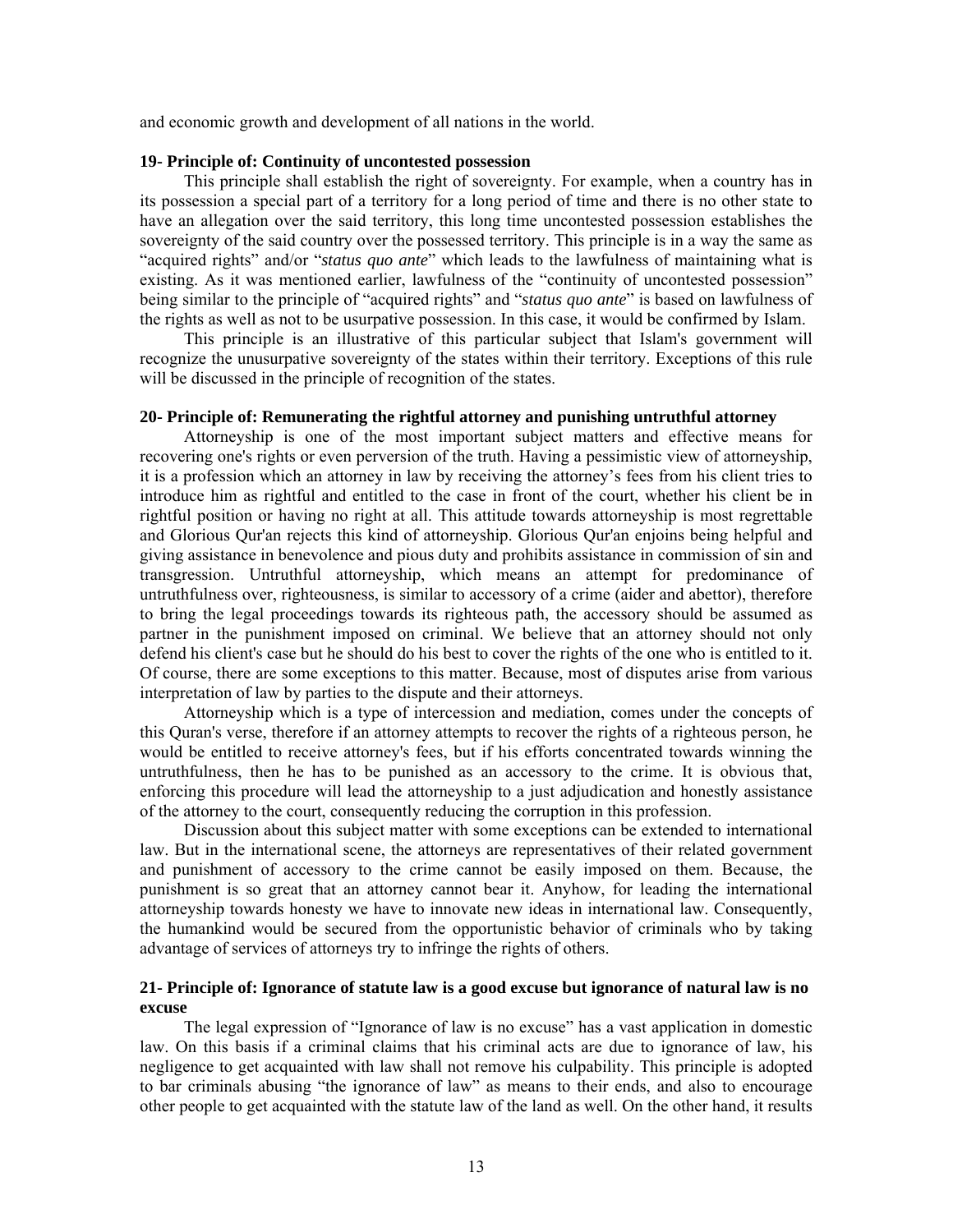and economic growth and development of all nations in the world.

**19- Principle of: Continuity of uncontested possession**

This principle shall establish the right of sovereignty. For example, when a country has in its possession a special part of a territory for a long period of time and there is no other state to have an allegation over the said territory, this long time uncontested possession establishes the sovereignty of the said country over the possessed territory. This principle is in a way the same as "acquired rights" and/or "*status quo ante*" which leads to the lawfulness of maintaining what is existing. As it was mentioned earlier, lawfulness of the "continuity of uncontested possession" being similar to the principle of "acquired rights" and "*status quo ante*" is based on lawfulness of the rights as well as not to be usurpative possession. In this case, it would be confirmed by Islam.

This principle is an illustrative of this particular subject that Islam's government will recognize the unusurpative sovereignty of the states within their territory. Exceptions of this rule will be discussed in the principle of recognition of the states.

**20- Principle of: Remunerating the rightful attorney and punishing untruthful attorney**

Attorneyship is one of the most important subject matters and effective means for recovering one's rights or even perversion of the truth. Having a pessimistic view of attorneyship, it is a profession which an attorney in law by receiving the attorney's fees from his client tries to introduce him as rightful and entitled to the case in front of the court, whether his client be in rightful position or having no right at all. This attitude towards attorneyship is most regrettable and Glorious Qur'an rejects this kind of attorneyship. Glorious Qur'an enjoins being helpful and giving assistance in benevolence and pious duty and prohibits assistance in commission of sin and transgression. Untruthful attorneyship, which means an attempt for predominance of untruthfulness over, righteousness, is similar to accessory of a crime (aider and abettor), therefore to bring the legal proceedings towards its righteous path, the accessory should be assumed as partner in the punishment imposed on criminal. We believe that an attorney should not only defend his client's case but he should do his best to cover the rights of the one who is entitled to it. Of course, there are some exceptions to this matter. Because, most of disputes arise from various interpretation of law by parties to the dispute and their attorneys.

Attorneyship which is a type of intercession and mediation, comes under the concepts of this Quran's verse, therefore if an attorney attempts to recover the rights of a righteous person, he would be entitled to receive attorney's fees, but if his efforts concentrated towards winning the untruthfulness, then he has to be punished as an accessory to the crime. It is obvious that, enforcing this procedure will lead the attorneyship to a just adjudication and honestly assistance of the attorney to the court, consequently reducing the corruption in this profession.

Discussion about this subject matter with some exceptions can be extended to international law. But in the international scene, the attorneys are representatives of their related government and punishment of accessory to the crime cannot be easily imposed on them. Because, the punishment is so great that an attorney cannot bear it. Anyhow, for leading the international attorneyship towards honesty we have to innovate new ideas in international law. Consequently, the humankind would be secured from the opportunistic behavior of criminals who by taking advantage of services of attorneys try to infringe the rights of others.

**21- Principle of: Ignorance of statute law is a good excuse but ignorance of natural law is no excuse**

The legal expression of "Ignorance of law is no excuse" has a vast application in domestic law. On this basis if a criminal claims that his criminal acts are due to ignorance of law, his negligence to get acquainted with law shall not remove his culpability. This principle is adopted to bar criminals abusing "the ignorance of law" as means to their ends, and also to encourage other people to get acquainted with the statute law of the land as well. On the other hand, it results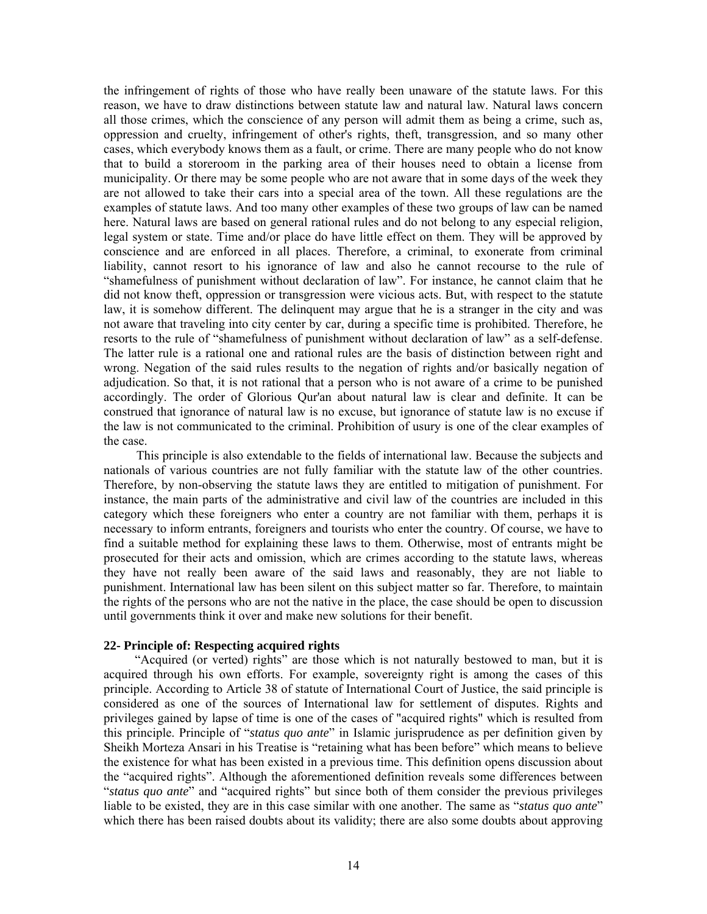the infringement of rights of those who have really been unaware of the statute laws. For this reason, we have to draw distinctions between statute law and natural law. Natural laws concern all those crimes, which the conscience of any person will admit them as being a crime, such as, oppression and cruelty, infringement of other's rights, theft, transgression, and so many other cases, which everybody knows them as a fault, or crime. There are many people who do not know that to build a storeroom in the parking area of their houses need to obtain a license from municipality. Or there may be some people who are not aware that in some days of the week they are not allowed to take their cars into a special area of the town. All these regulations are the examples of statute laws. And too many other examples of these two groups of law can be named here. Natural laws are based on general rational rules and do not belong to any especial religion, legal system or state. Time and/or place do have little effect on them. They will be approved by conscience and are enforced in all places. Therefore, a criminal, to exonerate from criminal liability, cannot resort to his ignorance of law and also he cannot recourse to the rule of "shamefulness of punishment without declaration of law". For instance, he cannot claim that he did not know theft, oppression or transgression were vicious acts. But, with respect to the statute law, it is somehow different. The delinquent may argue that he is a stranger in the city and was not aware that traveling into city center by car, during a specific time is prohibited. Therefore, he resorts to the rule of "shamefulness of punishment without declaration of law" as a self-defense. The latter rule is a rational one and rational rules are the basis of distinction between right and wrong. Negation of the said rules results to the negation of rights and/or basically negation of adjudication. So that, it is not rational that a person who is not aware of a crime to be punished accordingly. The order of Glorious Qur'an about natural law is clear and definite. It can be construed that ignorance of natural law is no excuse, but ignorance of statute law is no excuse if the law is not communicated to the criminal. Prohibition of usury is one of the clear examples of the case.

This principle is also extendable to the fields of international law. Because the subjects and nationals of various countries are not fully familiar with the statute law of the other countries. Therefore, by non-observing the statute laws they are entitled to mitigation of punishment. For instance, the main parts of the administrative and civil law of the countries are included in this category which these foreigners who enter a country are not familiar with them, perhaps it is necessary to inform entrants, foreigners and tourists who enter the country. Of course, we have to find a suitable method for explaining these laws to them. Otherwise, most of entrants might be prosecuted for their acts and omission, which are crimes according to the statute laws, whereas they have not really been aware of the said laws and reasonably, they are not liable to punishment. International law has been silent on this subject matter so far. Therefore, to maintain the rights of the persons who are not the native in the place, the case should be open to discussion until governments think it over and make new solutions for their benefit.

### 22- Principle of: Respecting acquired rights

"Acquired (or verted) rights" are those which is not naturally bestowed to man, but it is acquired through his own efforts. For example, sovereignty right is among the cases of this principle. According to Article 38 of statute of International Court of Justice, the said principle is considered as one of the sources of International law for settlement of disputes. Rights and privileges gained by lapse of time is one of the cases of "acquired rights" which is resulted from this principle. Principle of "*status quo ante*" in Islamic jurisprudence as per definition given by Sheikh Morteza Ansari in his Treatise is "retaining what has been before" which means to believe the existence for what has been existed in a previous time. This definition opens discussion about the "acquired rights". Although the aforementioned definition reveals some differences between "*status quo ante*" and "acquired rights" but since both of them consider the previous privileges liable to be existed, they are in this case similar with one another. The same as "*status quo ante*" which there has been raised doubts about its validity; there are also some doubts about approving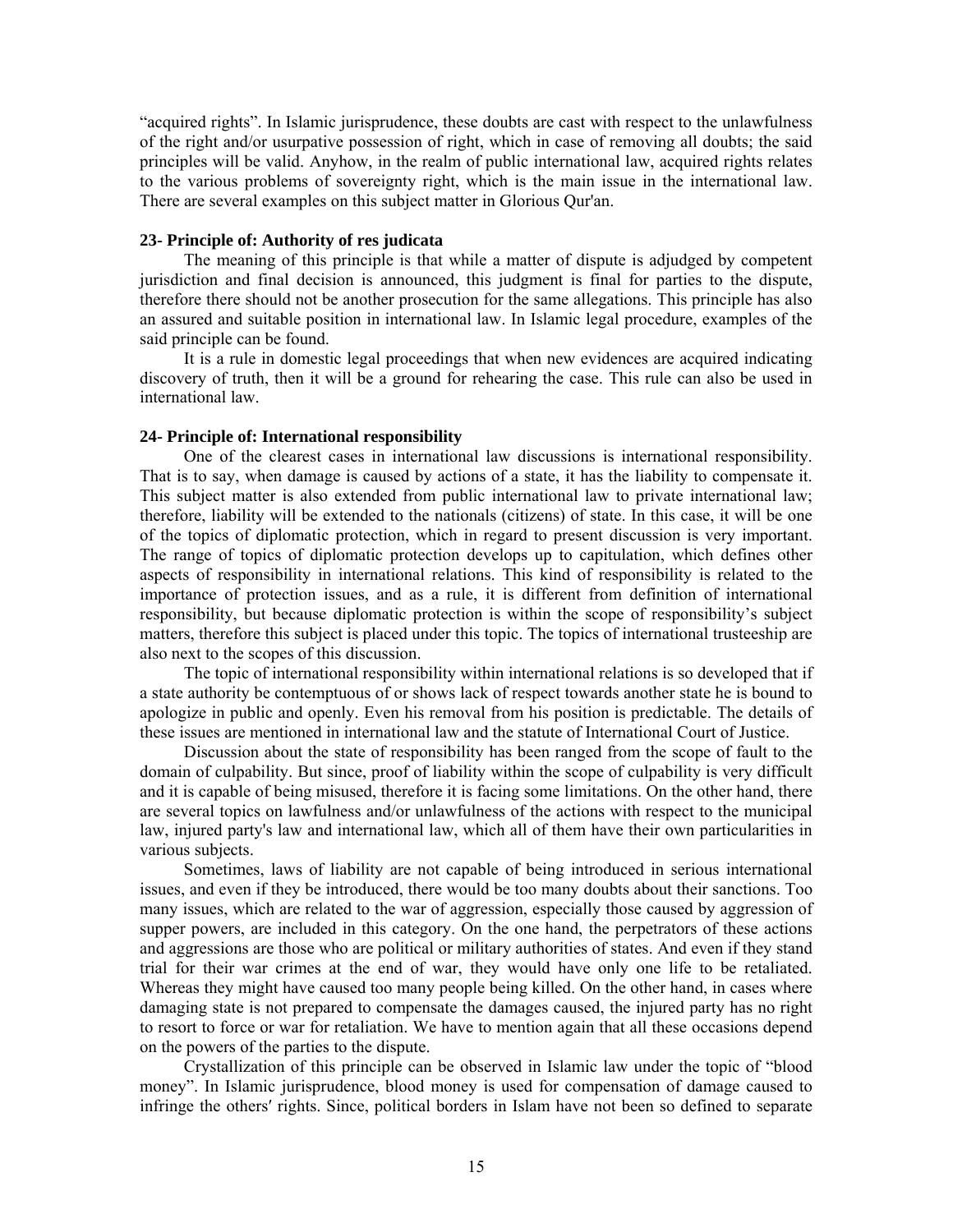"acquired rights". In Islamic jurisprudence, these doubts are cast with respect to the unlawfulness of the right and/or usurpative possession of right, which in case of removing all doubts; the said principles will be valid. Anyhow, in the realm of public international law, acquired rights relates to the various problems of sovereignty right, which is the main issue in the international law. There are several examples on this subject matter in Glorious Qur'an.

**23- Principle of: Authority of res judicata**

The meaning of this principle is that while a matter of dispute is adjudged by competent jurisdiction and final decision is announced, this judgment is final for parties to the dispute, therefore there should not be another prosecution for the same allegations. This principle has also an assured and suitable position in international law. In Islamic legal procedure, examples of the said principle can be found.

It is a rule in domestic legal proceedings that when new evidences are acquired indicating discovery of truth, then it will be a ground for rehearing the case. This rule can also be used in international law.

**24- Principle of: International responsibility**

One of the clearest cases in international law discussions is international responsibility. That is to say, when damage is caused by actions of a state, it has the liability to compensate it. This subject matter is also extended from public international law to private international law; therefore, liability will be extended to the nationals (citizens) of state. In this case, it will be one of the topics of diplomatic protection, which in regard to present discussion is very important. The range of topics of diplomatic protection develops up to capitulation, which defines other aspects of responsibility in international relations. This kind of responsibility is related to the importance of protection issues, and as a rule, it is different from definition of international responsibility, but because diplomatic protection is within the scope of responsibility's subject matters, therefore this subject is placed under this topic. The topics of international trusteeship are also next to the scopes of this discussion.

The topic of international responsibility within international relations is so developed that if a state authority be contemptuous of or shows lack of respect towards another state he is bound to apologize in public and openly. Even his removal from his position is predictable. The details of these issues are mentioned in international law and the statute of International Court of Justice.

Discussion about the state of responsibility has been ranged from the scope of fault to the domain of culpability. But since, proof of liability within the scope of culpability is very difficult and it is capable of being misused, therefore it is facing some limitations. On the other hand, there are several topics on lawfulness and/or unlawfulness of the actions with respect to the municipal law, injured party's law and international law, which all of them have their own particularities in various subjects.

Sometimes, laws of liability are not capable of being introduced in serious international issues, and even if they be introduced, there would be too many doubts about their sanctions. Too many issues, which are related to the war of aggression, especially those caused by aggression of supper powers, are included in this category. On the one hand, the perpetrators of these actions and aggressions are those who are political or military authorities of states. And even if they stand trial for their war crimes at the end of war, they would have only one life to be retaliated. Whereas they might have caused too many people being killed. On the other hand, in cases where damaging state is not prepared to compensate the damages caused, the injured party has no right to resort to force or war for retaliation. We have to mention again that all these occasions depend on the powers of the parties to the dispute.

Crystallization of this principle can be observed in Islamic law under the topic of "blood money". In Islamic jurisprudence, blood money is used for compensation of damage caused to infringe the others′ rights. Since, political borders in Islam have not been so defined to separate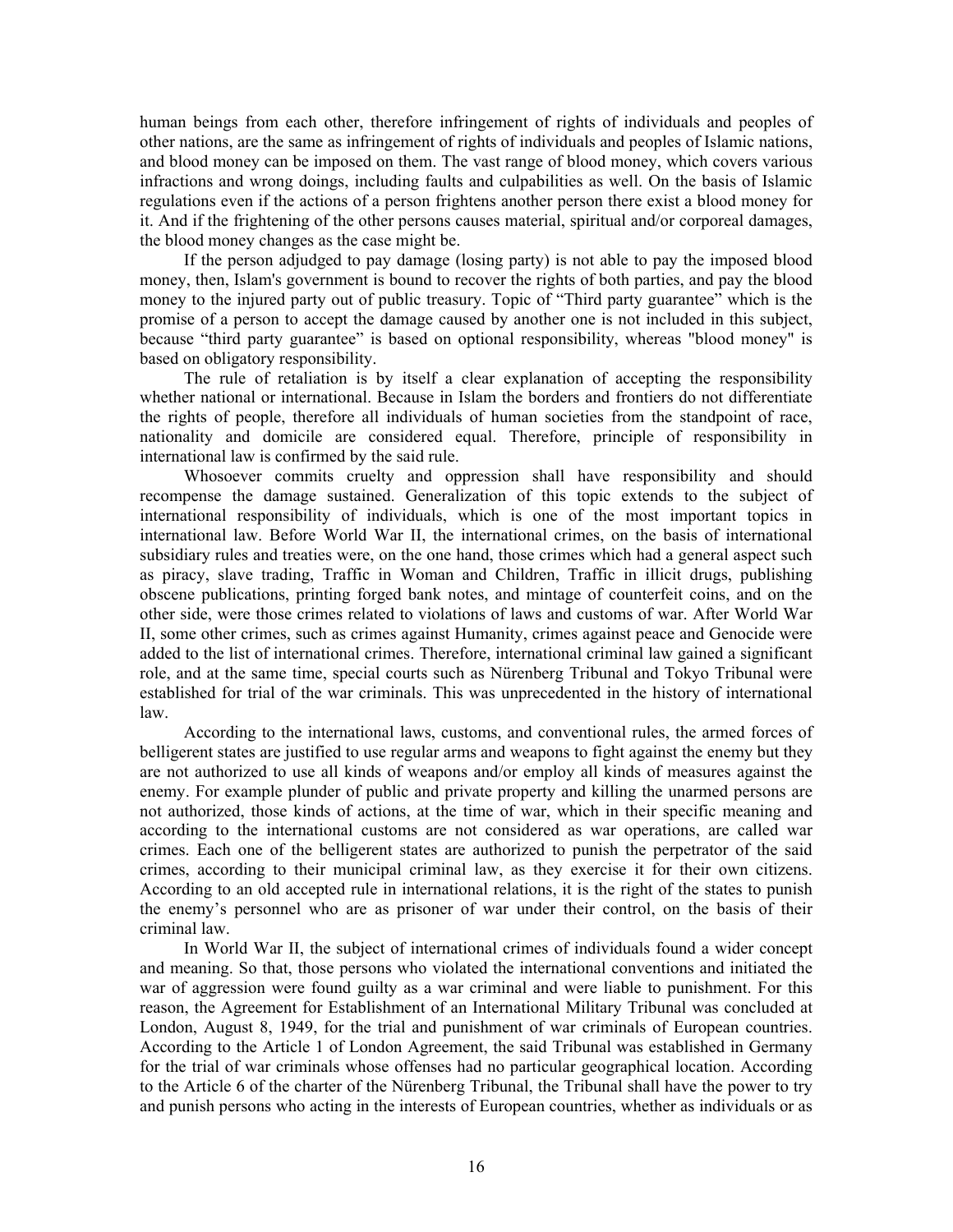human beings from each other, therefore infringement of rights of individuals and peoples of other nations, are the same as infringement of rights of individuals and peoples of Islamic nations, and blood money can be imposed on them. The vast range of blood money, which covers various infractions and wrong doings, including faults and culpabilities as well. On the basis of Islamic regulations even if the actions of a person frightens another person there exist a blood money for it. And if the frightening of the other persons causes material, spiritual and/or corporeal damages, the blood money changes as the case might be.

If the person adjudged to pay damage (losing party) is not able to pay the imposed blood money, then, Islam's government is bound to recover the rights of both parties, and pay the blood money to the injured party out of public treasury. Topic of "Third party guarantee" which is the promise of a person to accept the damage caused by another one is not included in this subject, because "third party guarantee" is based on optional responsibility, whereas "blood money" is based on obligatory responsibility.

The rule of retaliation is by itself a clear explanation of accepting the responsibility whether national or international. Because in Islam the borders and frontiers do not differentiate the rights of people, therefore all individuals of human societies from the standpoint of race, nationality and domicile are considered equal. Therefore, principle of responsibility in international law is confirmed by the said rule.

Whosoever commits cruelty and oppression shall have responsibility and should recompense the damage sustained. Generalization of this topic extends to the subject of international responsibility of individuals, which is one of the most important topics in international law. Before World War II, the international crimes, on the basis of international subsidiary rules and treaties were, on the one hand, those crimes which had a general aspect such as piracy, slave trading, Traffic in Woman and Children, Traffic in illicit drugs, publishing obscene publications, printing forged bank notes, and mintage of counterfeit coins, and on the other side, were those crimes related to violations of laws and customs of war. After World War II, some other crimes, such as crimes against Humanity, crimes against peace and Genocide were added to the list of international crimes. Therefore, international criminal law gained a significant role, and at the same time, special courts such as Nürenberg Tribunal and Tokyo Tribunal were established for trial of the war criminals. This was unprecedented in the history of international law.

According to the international laws, customs, and conventional rules, the armed forces of belligerent states are justified to use regular arms and weapons to fight against the enemy but they are not authorized to use all kinds of weapons and/or employ all kinds of measures against the enemy. For example plunder of public and private property and killing the unarmed persons are not authorized, those kinds of actions, at the time of war, which in their specific meaning and according to the international customs are not considered as war operations, are called war crimes. Each one of the belligerent states are authorized to punish the perpetrator of the said crimes, according to their municipal criminal law, as they exercise it for their own citizens. According to an old accepted rule in international relations, it is the right of the states to punish the enemy's personnel who are as prisoner of war under their control, on the basis of their criminal law.

In World War II, the subject of international crimes of individuals found a wider concept and meaning. So that, those persons who violated the international conventions and initiated the war of aggression were found guilty as a war criminal and were liable to punishment. For this reason, the Agreement for Establishment of an International Military Tribunal was concluded at London, August 8, 1949, for the trial and punishment of war criminals of European countries. According to the Article 1 of London Agreement, the said Tribunal was established in Germany for the trial of war criminals whose offenses had no particular geographical location. According to the Article 6 of the charter of the Nürenberg Tribunal, the Tribunal shall have the power to try and punish persons who acting in the interests of European countries, whether as individuals or as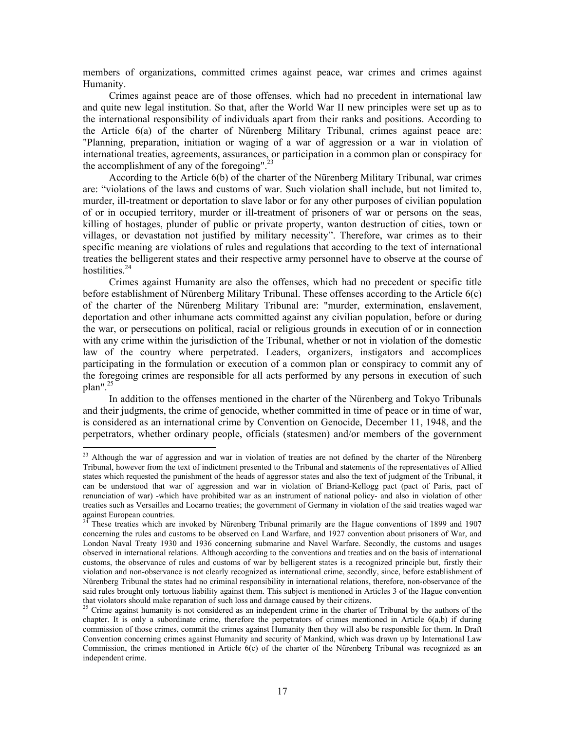members of organizations, committed crimes against peace, war crimes and crimes against Humanity.

Crimes against peace are of those offenses, which had no precedent in international law and quite new legal institution. So that, after the World War II new principles were set up as to the international responsibility of individuals apart from their ranks and positions. According to the Article 6(a) of the charter of Nürenberg Military Tribunal, crimes against peace are: "Planning, preparation, initiation or waging of a war of aggression or a war in violation of international treaties, agreements, assurances, or participation in a common plan or conspiracy for the accomplishment of any of the foregoing".[23]

According to the Article 6(b) of the charter of the Nürenberg Military Tribunal, war crimes are: “violations of the laws and customs of war. Such violation shall include, but not limited to, murder, ill-treatment or deportation to slave labor or for any other purposes of civilian population of or in occupied territory, murder or ill-treatment of prisoners of war or persons on the seas, killing of hostages, plunder of public or private property, wanton destruction of cities, town or villages, or devastation not justified by military necessity”. Therefore, war crimes as to their specific meaning are violations of rules and regulations that according to the text of international treaties the belligerent states and their respective army personnel have to observe at the course of hostilities.[24]

Crimes against Humanity are also the offenses, which had no precedent or specific title before establishment of Nürenberg Military Tribunal. These offenses according to the Article 6(c) of the charter of the Nürenberg Military Tribunal are: "murder, extermination, enslavement, deportation and other inhumane acts committed against any civilian population, before or during the war, or persecutions on political, racial or religious grounds in execution of or in connection with any crime within the jurisdiction of the Tribunal, whether or not in violation of the domestic law of the country where perpetrated. Leaders, organizers, instigators and accomplices participating in the formulation or execution of a common plan or conspiracy to commit any of the foregoing crimes are responsible for all acts performed by any persons in execution of such plan".[25]

In addition to the offenses mentioned in the charter of the Nürenberg and Tokyo Tribunals and their judgments, the crime of genocide, whether committed in time of peace or in time of war, is considered as an international crime by Convention on Genocide, December 11, 1948, and the perpetrators, whether ordinary people, officials (statesmen) and/or members of the government

---

[23] Although the war of aggression and war in violation of treaties are not defined by the charter of the Nürenberg Tribunal, however from the text of indictment presented to the Tribunal and statements of the representatives of Allied states which requested the punishment of the heads of aggressor states and also the text of judgment of the Tribunal, it can be understood that war of aggression and war in violation of Briand-Kellogg pact (pact of Paris, pact of renunciation of war) -which have prohibited war as an instrument of national policy- and also in violation of other treaties such as Versailles and Locarno treaties; the government of Germany in violation of the said treaties waged war against European countries.

[24] These treaties which are invoked by Nürenberg Tribunal primarily are the Hague conventions of 1899 and 1907 concerning the rules and customs to be observed on Land Warfare, and 1927 convention about prisoners of War, and London Naval Treaty 1930 and 1936 concerning submarine and Navel Warfare. Secondly, the customs and usages observed in international relations. Although according to the conventions and treaties and on the basis of international customs, the observance of rules and customs of war by belligerent states is a recognized principle but, firstly their violation and non-observance is not clearly recognized as international crime, secondly, since, before establishment of Nürenberg Tribunal the states had no criminal responsibility in international relations, therefore, non-observance of the said rules brought only tortuous liability against them. This subject is mentioned in Articles 3 of the Hague convention that violators should make reparation of such loss and damage caused by their citizens.

[25] Crime against humanity is not considered as an independent crime in the charter of Tribunal by the authors of the chapter. It is only a subordinate crime, therefore the perpetrators of crimes mentioned in Article 6(a,b) if during commission of those crimes, commit the crimes against Humanity then they will also be responsible for them. In Draft Convention concerning crimes against Humanity and security of Mankind, which was drawn up by International Law Commission, the crimes mentioned in Article 6(c) of the charter of the Nürenberg Tribunal was recognized as an independent crime.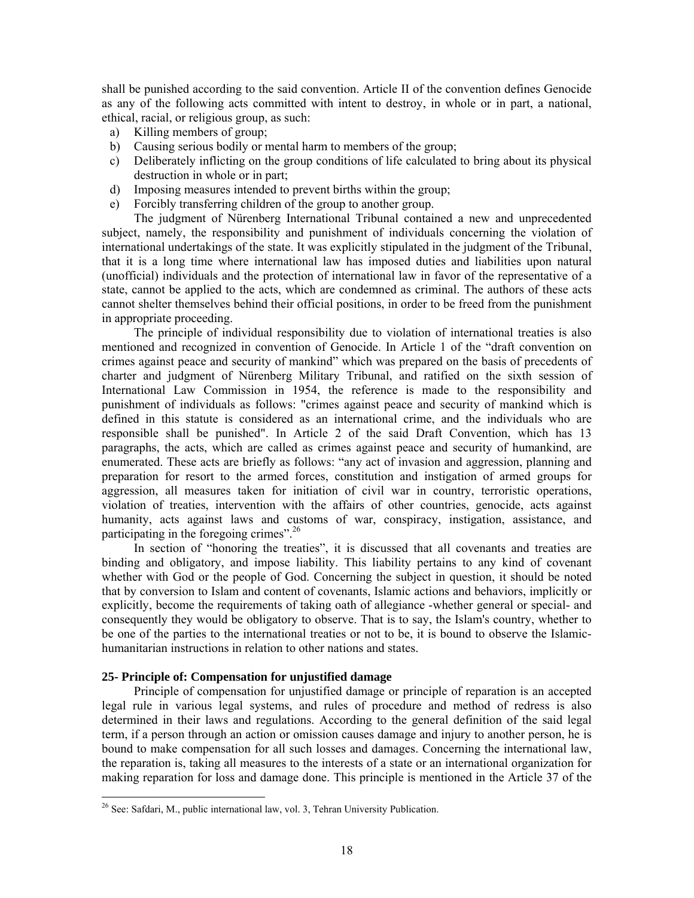shall be punished according to the said convention. Article II of the convention defines Genocide as any of the following acts committed with intent to destroy, in whole or in part, a national, ethical, racial, or religious group, as such:

a) Killing members of group;
b) Causing serious bodily or mental harm to members of the group;
c) Deliberately inflicting on the group conditions of life calculated to bring about its physical destruction in whole or in part;
d) Imposing measures intended to prevent births within the group;
e) Forcibly transferring children of the group to another group.

The judgment of Nürenberg International Tribunal contained a new and unprecedented subject, namely, the responsibility and punishment of individuals concerning the violation of international undertakings of the state. It was explicitly stipulated in the judgment of the Tribunal, that it is a long time where international law has imposed duties and liabilities upon natural (unofficial) individuals and the protection of international law in favor of the representative of a state, cannot be applied to the acts, which are condemned as criminal. The authors of these acts cannot shelter themselves behind their official positions, in order to be freed from the punishment in appropriate proceeding.

The principle of individual responsibility due to violation of international treaties is also mentioned and recognized in convention of Genocide. In Article 1 of the "draft convention on crimes against peace and security of mankind" which was prepared on the basis of precedents of charter and judgment of Nürenberg Military Tribunal, and ratified on the sixth session of International Law Commission in 1954, the reference is made to the responsibility and punishment of individuals as follows: "crimes against peace and security of mankind which is defined in this statute is considered as an international crime, and the individuals who are responsible shall be punished". In Article 2 of the said Draft Convention, which has 13 paragraphs, the acts, which are called as crimes against peace and security of humankind, are enumerated. These acts are briefly as follows: "any act of invasion and aggression, planning and preparation for resort to the armed forces, constitution and instigation of armed groups for aggression, all measures taken for initiation of civil war in country, terroristic operations, violation of treaties, intervention with the affairs of other countries, genocide, acts against humanity, acts against laws and customs of war, conspiracy, instigation, assistance, and participating in the foregoing crimes".[26]

In section of "honoring the treaties", it is discussed that all covenants and treaties are binding and obligatory, and impose liability. This liability pertains to any kind of covenant whether with God or the people of God. Concerning the subject in question, it should be noted that by conversion to Islam and content of covenants, Islamic actions and behaviors, implicitly or explicitly, become the requirements of taking oath of allegiance -whether general or special- and consequently they would be obligatory to observe. That is to say, the Islam's country, whether to be one of the parties to the international treaties or not to be, it is bound to observe the Islamic-humanitarian instructions in relation to other nations and states.

### 25- Principle of: Compensation for unjustified damage

Principle of compensation for unjustified damage or principle of reparation is an accepted legal rule in various legal systems, and rules of procedure and method of redress is also determined in their laws and regulations. According to the general definition of the said legal term, if a person through an action or omission causes damage and injury to another person, he is bound to make compensation for all such losses and damages. Concerning the international law, the reparation is, taking all measures to the interests of a state or an international organization for making reparation for loss and damage done. This principle is mentioned in the Article 37 of the

---

[26] See: Safdari, M., public international law, vol. 3, Tehran University Publication.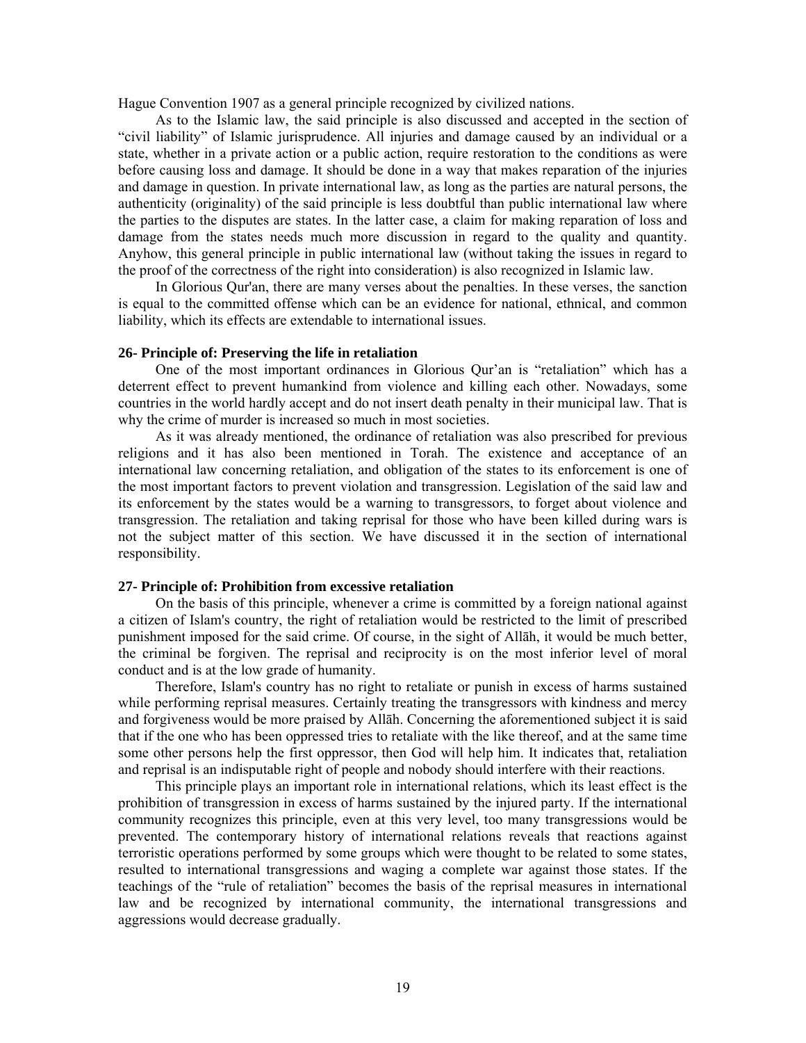Hague Convention 1907 as a general principle recognized by civilized nations.

As to the Islamic law, the said principle is also discussed and accepted in the section of "civil liability" of Islamic jurisprudence. All injuries and damage caused by an individual or a state, whether in a private action or a public action, require restoration to the conditions as were before causing loss and damage. It should be done in a way that makes reparation of the injuries and damage in question. In private international law, as long as the parties are natural persons, the authenticity (originality) of the said principle is less doubtful than public international law where the parties to the disputes are states. In the latter case, a claim for making reparation of loss and damage from the states needs much more discussion in regard to the quality and quantity. Anyhow, this general principle in public international law (without taking the issues in regard to the proof of the correctness of the right into consideration) is also recognized in Islamic law.

In Glorious Qur'an, there are many verses about the penalties. In these verses, the sanction is equal to the committed offense which can be an evidence for national, ethnical, and common liability, which its effects are extendable to international issues.

**26- Principle of: Preserving the life in retaliation**

One of the most important ordinances in Glorious Qur'an is "retaliation" which has a deterrent effect to prevent humankind from violence and killing each other. Nowadays, some countries in the world hardly accept and do not insert death penalty in their municipal law. That is why the crime of murder is increased so much in most societies.

As it was already mentioned, the ordinance of retaliation was also prescribed for previous religions and it has also been mentioned in Torah. The existence and acceptance of an international law concerning retaliation, and obligation of the states to its enforcement is one of the most important factors to prevent violation and transgression. Legislation of the said law and its enforcement by the states would be a warning to transgressors, to forget about violence and transgression. The retaliation and taking reprisal for those who have been killed during wars is not the subject matter of this section. We have discussed it in the section of international responsibility.

**27- Principle of: Prohibition from excessive retaliation**

On the basis of this principle, whenever a crime is committed by a foreign national against a citizen of Islam's country, the right of retaliation would be restricted to the limit of prescribed punishment imposed for the said crime. Of course, in the sight of Allāh, it would be much better, the criminal be forgiven. The reprisal and reciprocity is on the most inferior level of moral conduct and is at the low grade of humanity.

Therefore, Islam's country has no right to retaliate or punish in excess of harms sustained while performing reprisal measures. Certainly treating the transgressors with kindness and mercy and forgiveness would be more praised by Allāh. Concerning the aforementioned subject it is said that if the one who has been oppressed tries to retaliate with the like thereof, and at the same time some other persons help the first oppressor, then God will help him. It indicates that, retaliation and reprisal is an indisputable right of people and nobody should interfere with their reactions.

This principle plays an important role in international relations, which its least effect is the prohibition of transgression in excess of harms sustained by the injured party. If the international community recognizes this principle, even at this very level, too many transgressions would be prevented. The contemporary history of international relations reveals that reactions against terroristic operations performed by some groups which were thought to be related to some states, resulted to international transgressions and waging a complete war against those states. If the teachings of the "rule of retaliation" becomes the basis of the reprisal measures in international law and be recognized by international community, the international transgressions and aggressions would decrease gradually.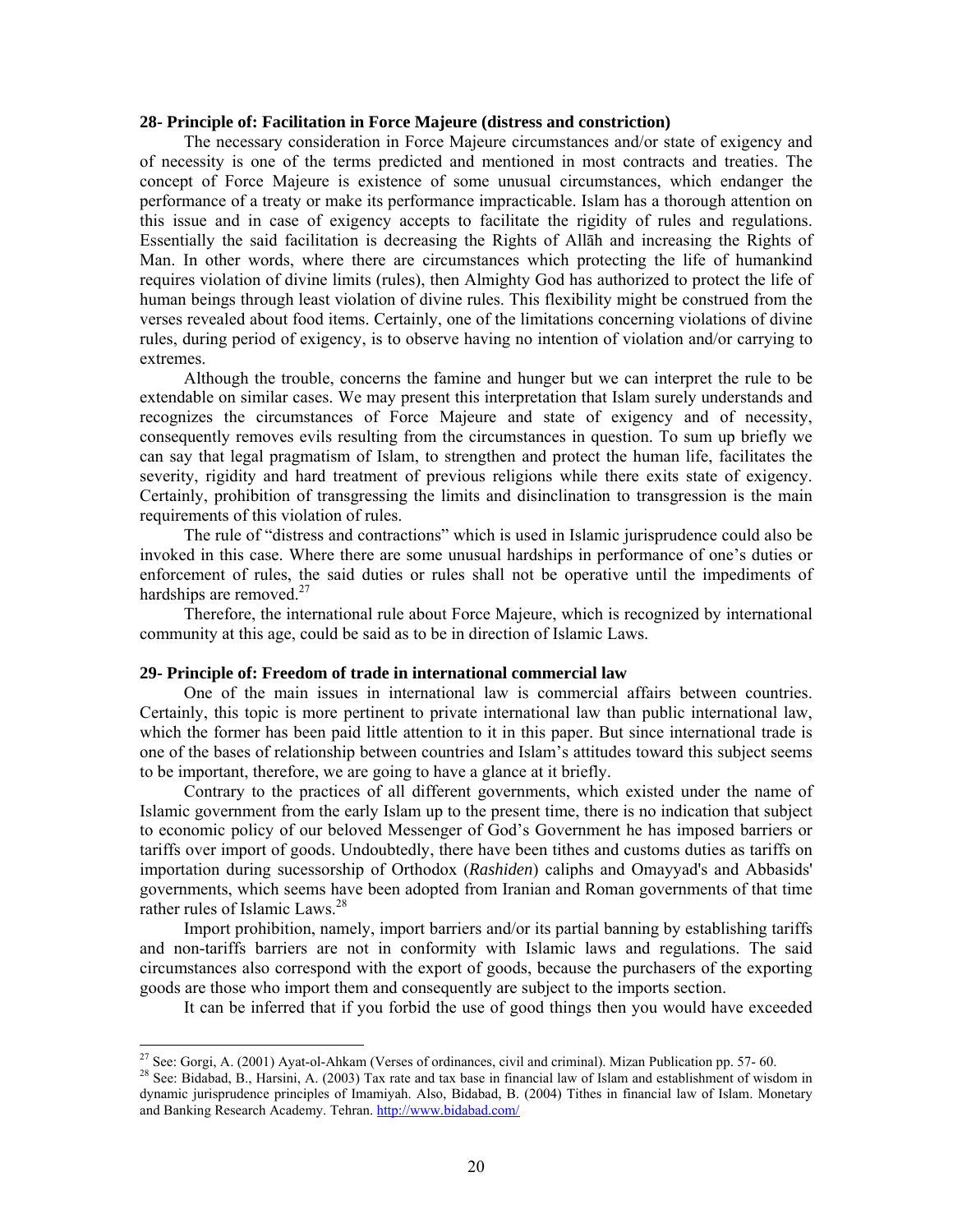**28- Principle of: Facilitation in Force Majeure (distress and constriction)**

The necessary consideration in Force Majeure circumstances and/or state of exigency and of necessity is one of the terms predicted and mentioned in most contracts and treaties. The concept of Force Majeure is existence of some unusual circumstances, which endanger the performance of a treaty or make its performance impracticable. Islam has a thorough attention on this issue and in case of exigency accepts to facilitate the rigidity of rules and regulations. Essentially the said facilitation is decreasing the Rights of Allāh and increasing the Rights of Man. In other words, where there are circumstances which protecting the life of humankind requires violation of divine limits (rules), then Almighty God has authorized to protect the life of human beings through least violation of divine rules. This flexibility might be construed from the verses revealed about food items. Certainly, one of the limitations concerning violations of divine rules, during period of exigency, is to observe having no intention of violation and/or carrying to extremes.

Although the trouble, concerns the famine and hunger but we can interpret the rule to be extendable on similar cases. We may present this interpretation that Islam surely understands and recognizes the circumstances of Force Majeure and state of exigency and of necessity, consequently removes evils resulting from the circumstances in question. To sum up briefly we can say that legal pragmatism of Islam, to strengthen and protect the human life, facilitates the severity, rigidity and hard treatment of previous religions while there exits state of exigency. Certainly, prohibition of transgressing the limits and disinclination to transgression is the main requirements of this violation of rules.

The rule of "distress and contractions" which is used in Islamic jurisprudence could also be invoked in this case. Where there are some unusual hardships in performance of one's duties or enforcement of rules, the said duties or rules shall not be operative until the impediments of hardships are removed.[27]

Therefore, the international rule about Force Majeure, which is recognized by international community at this age, could be said as to be in direction of Islamic Laws.

**29- Principle of: Freedom of trade in international commercial law**

One of the main issues in international law is commercial affairs between countries. Certainly, this topic is more pertinent to private international law than public international law, which the former has been paid little attention to it in this paper. But since international trade is one of the bases of relationship between countries and Islam's attitudes toward this subject seems to be important, therefore, we are going to have a glance at it briefly.

Contrary to the practices of all different governments, which existed under the name of Islamic government from the early Islam up to the present time, there is no indication that subject to economic policy of our beloved Messenger of God's Government he has imposed barriers or tariffs over import of goods. Undoubtedly, there have been tithes and customs duties as tariffs on importation during sucessorship of Orthodox (*Rashiden*) caliphs and Omayyad's and Abbasids' governments, which seems have been adopted from Iranian and Roman governments of that time rather rules of Islamic Laws.[28]

Import prohibition, namely, import barriers and/or its partial banning by establishing tariffs and non-tariffs barriers are not in conformity with Islamic laws and regulations. The said circumstances also correspond with the export of goods, because the purchasers of the exporting goods are those who import them and consequently are subject to the imports section.

It can be inferred that if you forbid the use of good things then you would have exceeded

---

[27] See: Gorgi, A. (2001) Ayat-ol-Ahkam (Verses of ordinances, civil and criminal). Mizan Publication pp. 57- 60.

[28] See: Bidabad, B., Harsini, A. (2003) Tax rate and tax base in financial law of Islam and establishment of wisdom in dynamic jurisprudence principles of Imamiyah. Also, Bidabad, B. (2004) Tithes in financial law of Islam. Monetary and Banking Research Academy. Tehran. http://www.bidabad.com/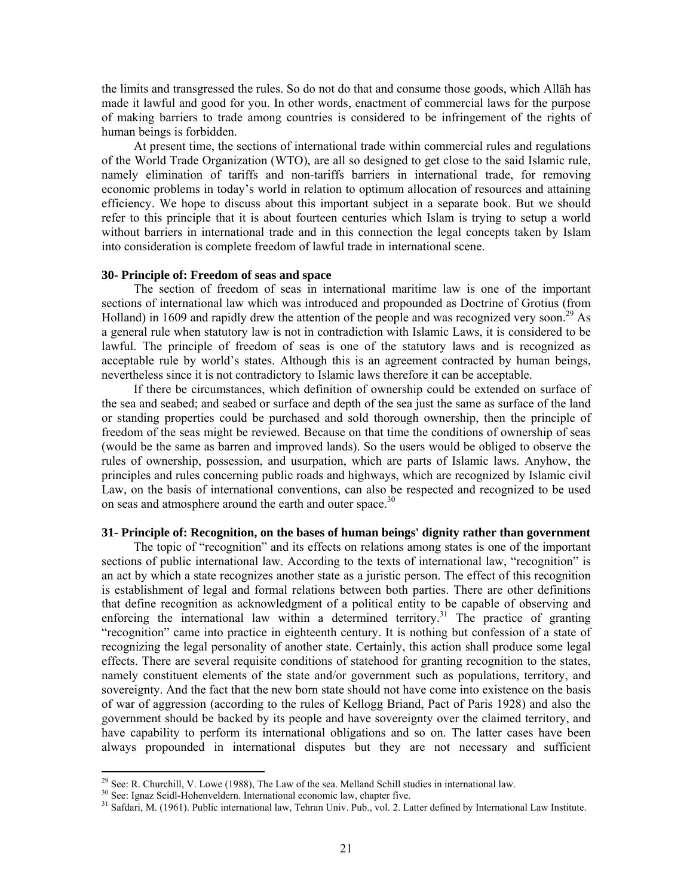the limits and transgressed the rules. So do not do that and consume those goods, which Allāh has made it lawful and good for you. In other words, enactment of commercial laws for the purpose of making barriers to trade among countries is considered to be infringement of the rights of human beings is forbidden.

At present time, the sections of international trade within commercial rules and regulations of the World Trade Organization (WTO), are all so designed to get close to the said Islamic rule, namely elimination of tariffs and non-tariffs barriers in international trade, for removing economic problems in today's world in relation to optimum allocation of resources and attaining efficiency. We hope to discuss about this important subject in a separate book. But we should refer to this principle that it is about fourteen centuries which Islam is trying to setup a world without barriers in international trade and in this connection the legal concepts taken by Islam into consideration is complete freedom of lawful trade in international scene.

**30- Principle of: Freedom of seas and space**

The section of freedom of seas in international maritime law is one of the important sections of international law which was introduced and propounded as Doctrine of Grotius (from Holland) in 1609 and rapidly drew the attention of the people and was recognized very soon.[29] As a general rule when statutory law is not in contradiction with Islamic Laws, it is considered to be lawful. The principle of freedom of seas is one of the statutory laws and is recognized as acceptable rule by world's states. Although this is an agreement contracted by human beings, nevertheless since it is not contradictory to Islamic laws therefore it can be acceptable.

If there be circumstances, which definition of ownership could be extended on surface of the sea and seabed; and seabed or surface and depth of the sea just the same as surface of the land or standing properties could be purchased and sold thorough ownership, then the principle of freedom of the seas might be reviewed. Because on that time the conditions of ownership of seas (would be the same as barren and improved lands). So the users would be obliged to observe the rules of ownership, possession, and usurpation, which are parts of Islamic laws. Anyhow, the principles and rules concerning public roads and highways, which are recognized by Islamic civil Law, on the basis of international conventions, can also be respected and recognized to be used on seas and atmosphere around the earth and outer space.[30]

**31- Principle of: Recognition, on the bases of human beings' dignity rather than government**

The topic of "recognition" and its effects on relations among states is one of the important sections of public international law. According to the texts of international law, "recognition" is an act by which a state recognizes another state as a juristic person. The effect of this recognition is establishment of legal and formal relations between both parties. There are other definitions that define recognition as acknowledgment of a political entity to be capable of observing and enforcing the international law within a determined territory.[31] The practice of granting "recognition" came into practice in eighteenth century. It is nothing but confession of a state of recognizing the legal personality of another state. Certainly, this action shall produce some legal effects. There are several requisite conditions of statehood for granting recognition to the states, namely constituent elements of the state and/or government such as populations, territory, and sovereignty. And the fact that the new born state should not have come into existence on the basis of war of aggression (according to the rules of Kellogg Briand, Pact of Paris 1928) and also the government should be backed by its people and have sovereignty over the claimed territory, and have capability to perform its international obligations and so on. The latter cases have been always propounded in international disputes but they are not necessary and sufficient

---

[29] See: R. Churchill, V. Lowe (1988), The Law of the sea. Melland Schill studies in international law.

[30] See: Ignaz Seidl-Hohenveldern. International economic law, chapter five.

[31] Safdari, M. (1961). Public international law, Tehran Univ. Pub., vol. 2. Latter defined by International Law Institute.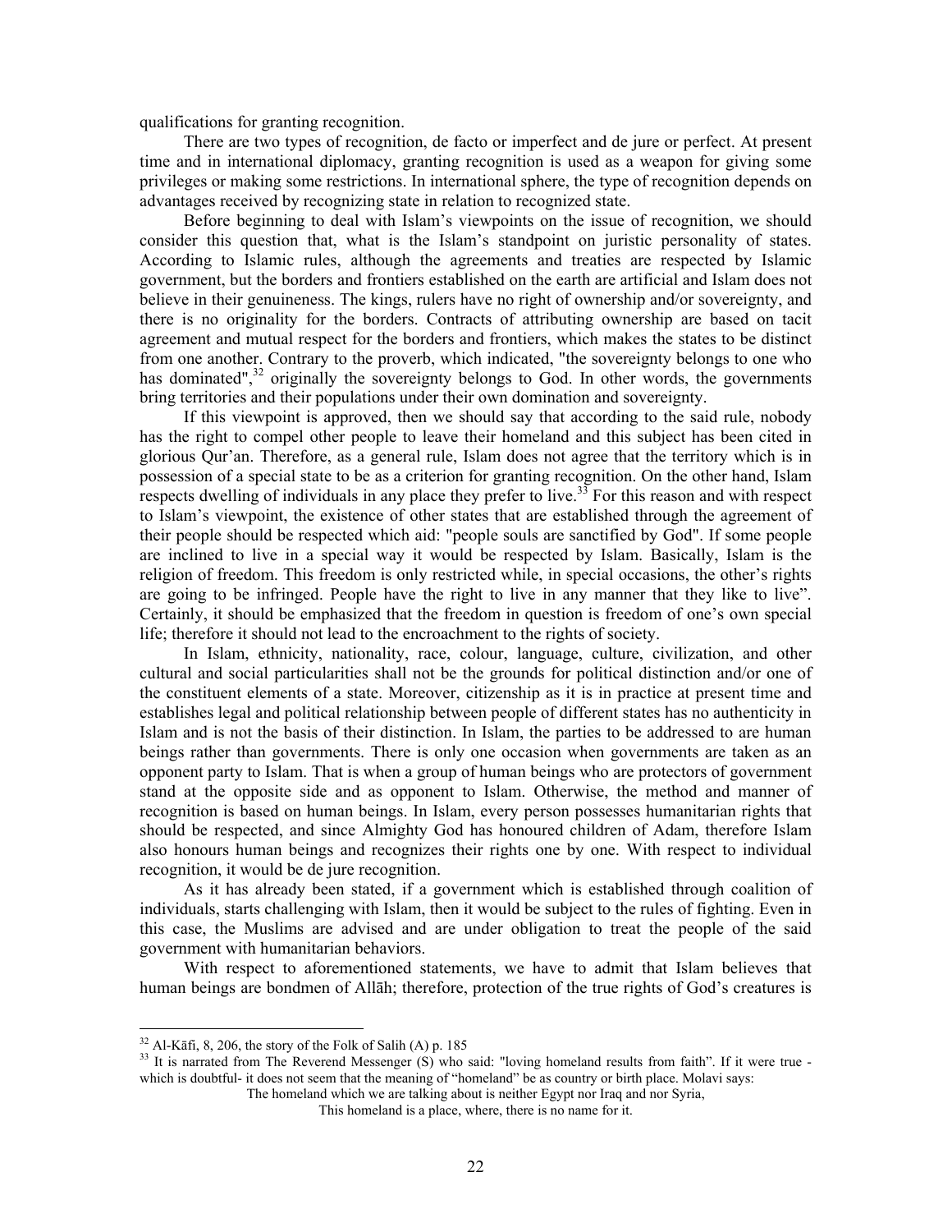qualifications for granting recognition.

There are two types of recognition, de facto or imperfect and de jure or perfect. At present time and in international diplomacy, granting recognition is used as a weapon for giving some privileges or making some restrictions. In international sphere, the type of recognition depends on advantages received by recognizing state in relation to recognized state.

Before beginning to deal with Islam's viewpoints on the issue of recognition, we should consider this question that, what is the Islam's standpoint on juristic personality of states. According to Islamic rules, although the agreements and treaties are respected by Islamic government, but the borders and frontiers established on the earth are artificial and Islam does not believe in their genuineness. The kings, rulers have no right of ownership and/or sovereignty, and there is no originality for the borders. Contracts of attributing ownership are based on tacit agreement and mutual respect for the borders and frontiers, which makes the states to be distinct from one another. Contrary to the proverb, which indicated, "the sovereignty belongs to one who has dominated",[32] originally the sovereignty belongs to God. In other words, the governments bring territories and their populations under their own domination and sovereignty.

If this viewpoint is approved, then we should say that according to the said rule, nobody has the right to compel other people to leave their homeland and this subject has been cited in glorious Qur'an. Therefore, as a general rule, Islam does not agree that the territory which is in possession of a special state to be as a criterion for granting recognition. On the other hand, Islam respects dwelling of individuals in any place they prefer to live.[33] For this reason and with respect to Islam's viewpoint, the existence of other states that are established through the agreement of their people should be respected which aid: "people souls are sanctified by God". If some people are inclined to live in a special way it would be respected by Islam. Basically, Islam is the religion of freedom. This freedom is only restricted while, in special occasions, the other's rights are going to be infringed. People have the right to live in any manner that they like to live". Certainly, it should be emphasized that the freedom in question is freedom of one's own special life; therefore it should not lead to the encroachment to the rights of society.

In Islam, ethnicity, nationality, race, colour, language, culture, civilization, and other cultural and social particularities shall not be the grounds for political distinction and/or one of the constituent elements of a state. Moreover, citizenship as it is in practice at present time and establishes legal and political relationship between people of different states has no authenticity in Islam and is not the basis of their distinction. In Islam, the parties to be addressed to are human beings rather than governments. There is only one occasion when governments are taken as an opponent party to Islam. That is when a group of human beings who are protectors of government stand at the opposite side and as opponent to Islam. Otherwise, the method and manner of recognition in Islam is based on human beings. In Islam, every person possesses humanitarian rights that should be respected, and since Almighty God has honoured children of Adam, therefore Islam also honours human beings and recognizes their rights one by one. With respect to individual recognition, it would be de jure recognition.

As it has already been stated, if a government which is established through coalition of individuals, starts challenging with Islam, then it would be subject to the rules of fighting. Even in this case, the Muslims are advised and are under obligation to treat the people of the said government with humanitarian behaviors.

With respect to aforementioned statements, we have to admit that Islam believes that human beings are bondmen of Allāh; therefore, protection of the true rights of God's creatures is

---

[32] Al-Kāfi, 8, 206, the story of the Folk of Salih (A) p. 185

[33] It is narrated from The Reverend Messenger (S) who said: "loving homeland results from faith". If it were true - which is doubtful- it does not seem that the meaning of "homeland" be as country or birth place. Molavi says:

The homeland which we are talking about is neither Egypt nor Iraq and nor Syria,
This homeland is a place, where, there is no name for it.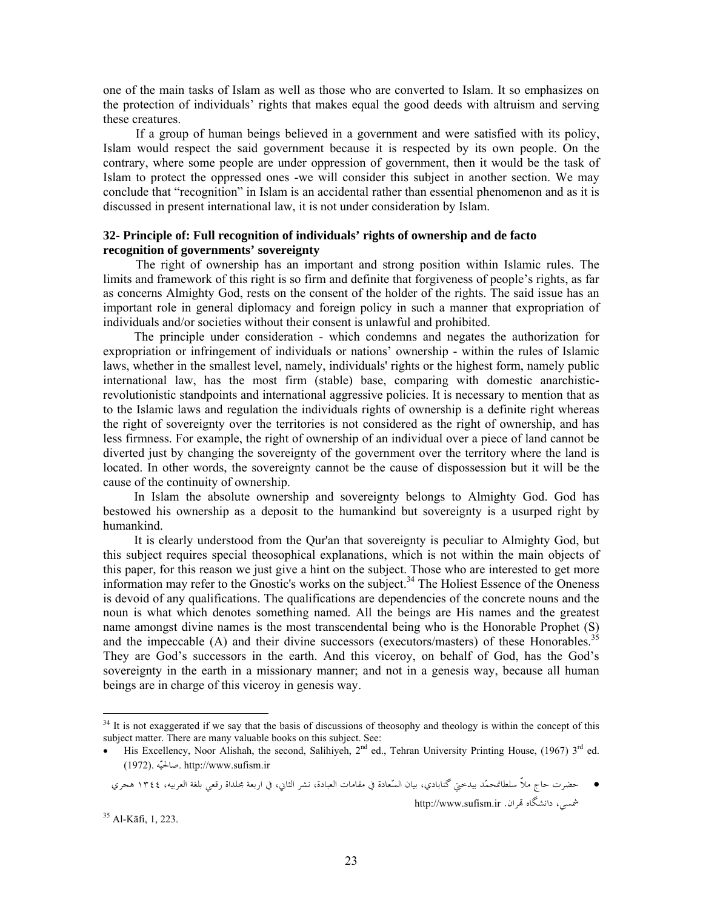one of the main tasks of Islam as well as those who are converted to Islam. It so emphasizes on the protection of individuals' rights that makes equal the good deeds with altruism and serving these creatures.

If a group of human beings believed in a government and were satisfied with its policy, Islam would respect the said government because it is respected by its own people. On the contrary, where some people are under oppression of government, then it would be the task of Islam to protect the oppressed ones -we will consider this subject in another section. We may conclude that "recognition" in Islam is an accidental rather than essential phenomenon and as it is discussed in present international law, it is not under consideration by Islam.

**32- Principle of: Full recognition of individuals' rights of ownership and de facto recognition of governments' sovereignty**

The right of ownership has an important and strong position within Islamic rules. The limits and framework of this right is so firm and definite that forgiveness of people's rights, as far as concerns Almighty God, rests on the consent of the holder of the rights. The said issue has an important role in general diplomacy and foreign policy in such a manner that expropriation of individuals and/or societies without their consent is unlawful and prohibited.

The principle under consideration - which condemns and negates the authorization for expropriation or infringement of individuals or nations' ownership - within the rules of Islamic laws, whether in the smallest level, namely, individuals' rights or the highest form, namely public international law, has the most firm (stable) base, comparing with domestic anarchistic-revolutionistic standpoints and international aggressive policies. It is necessary to mention that as to the Islamic laws and regulation the individuals rights of ownership is a definite right whereas the right of sovereignty over the territories is not considered as the right of ownership, and has less firmness. For example, the right of ownership of an individual over a piece of land cannot be diverted just by changing the sovereignty of the government over the territory where the land is located. In other words, the sovereignty cannot be the cause of dispossession but it will be the cause of the continuity of ownership.

In Islam the absolute ownership and sovereignty belongs to Almighty God. God has bestowed his ownership as a deposit to the humankind but sovereignty is a usurped right by humankind.

It is clearly understood from the Qur'an that sovereignty is peculiar to Almighty God, but this subject requires special theosophical explanations, which is not within the main objects of this paper, for this reason we just give a hint on the subject. Those who are interested to get more information may refer to the Gnostic's works on the subject.[34] The Holiest Essence of the Oneness is devoid of any qualifications. The qualifications are dependencies of the concrete nouns and the noun is what which denotes something named. All the beings are His names and the greatest name amongst divine names is the most transcendental being who is the Honorable Prophet (S) and the impeccable (A) and their divine successors (executors/masters) of these Honorables.[35] They are God's successors in the earth. And this viceroy, on behalf of God, has the God's sovereignty in the earth in a missionary manner; and not in a genesis way, because all human beings are in charge of this viceroy in genesis way.

---

[34] It is not exaggerated if we say that the basis of discussions of theosophy and theology is within the concept of this subject matter. There are many valuable books on this subject. See:

- His Excellency, Noor Alishah, the second, Salihiyeh, 2nd ed., Tehran University Printing House, (1967) 3rd ed. (1972). صالحيّه. http://www.sufism.ir
- حضرت حاج ملاّ سلطانمحمّد بيدختي گنابادي، بيان السّعادة في مقامات العبادة، نشر الثاني، في اربعة مجلداة رقعي بلغة العربيه، ١٣٤٤ هجري شمسي، دانشگاه تهران. http://www.sufism.ir

[35] Al-Kāfī, 1, 223.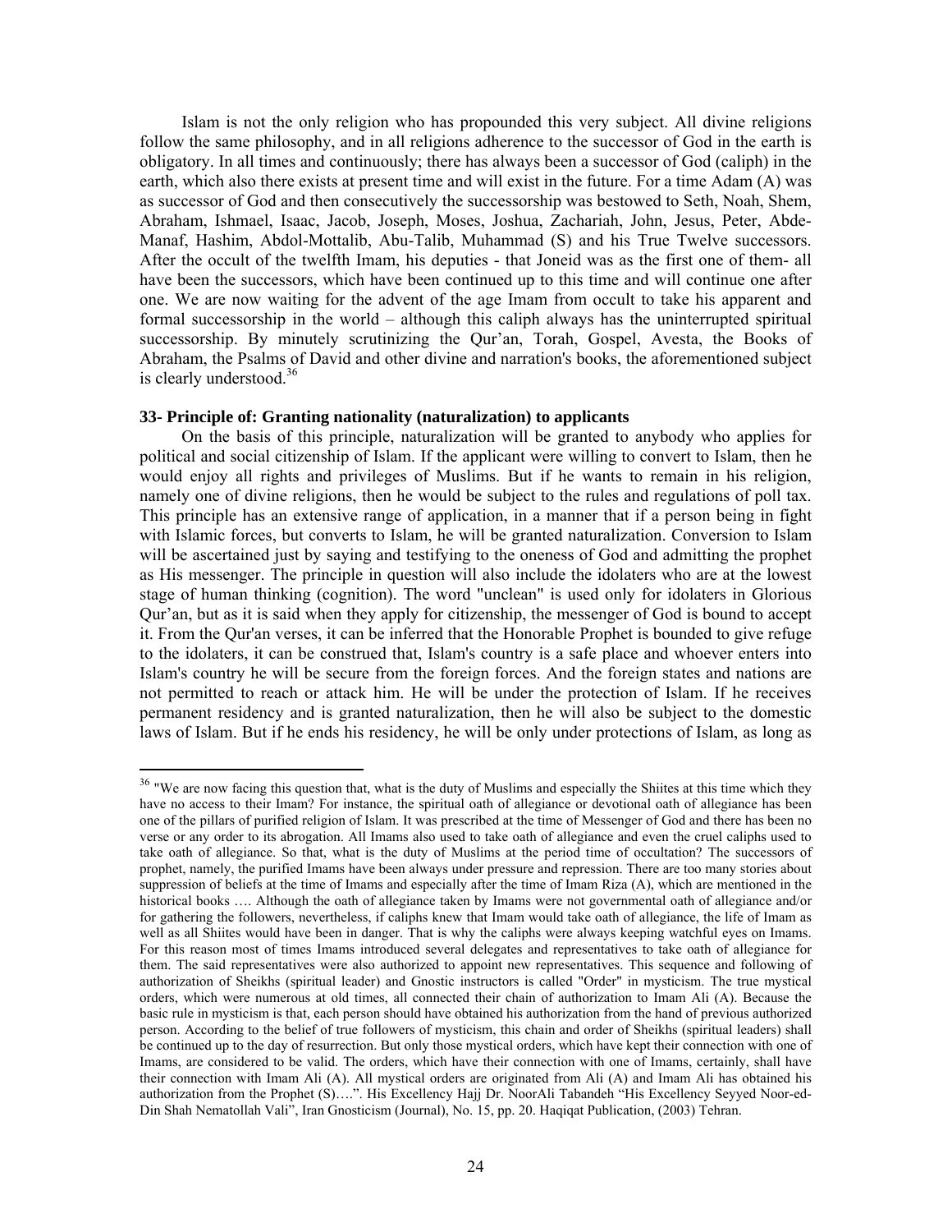Islam is not the only religion who has propounded this very subject. All divine religions follow the same philosophy, and in all religions adherence to the successor of God in the earth is obligatory. In all times and continuously; there has always been a successor of God (caliph) in the earth, which also there exists at present time and will exist in the future. For a time Adam (A) was as successor of God and then consecutively the successorship was bestowed to Seth, Noah, Shem, Abraham, Ishmael, Isaac, Jacob, Joseph, Moses, Joshua, Zachariah, John, Jesus, Peter, Abde-Manaf, Hashim, Abdol-Mottalib, Abu-Talib, Muhammad (S) and his True Twelve successors. After the occult of the twelfth Imam, his deputies - that Joneid was as the first one of them- all have been the successors, which have been continued up to this time and will continue one after one. We are now waiting for the advent of the age Imam from occult to take his apparent and formal successorship in the world – although this caliph always has the uninterrupted spiritual successorship. By minutely scrutinizing the Qur'an, Torah, Gospel, Avesta, the Books of Abraham, the Psalms of David and other divine and narration's books, the aforementioned subject is clearly understood.[36]

**33- Principle of: Granting nationality (naturalization) to applicants**

On the basis of this principle, naturalization will be granted to anybody who applies for political and social citizenship of Islam. If the applicant were willing to convert to Islam, then he would enjoy all rights and privileges of Muslims. But if he wants to remain in his religion, namely one of divine religions, then he would be subject to the rules and regulations of poll tax. This principle has an extensive range of application, in a manner that if a person being in fight with Islamic forces, but converts to Islam, he will be granted naturalization. Conversion to Islam will be ascertained just by saying and testifying to the oneness of God and admitting the prophet as His messenger. The principle in question will also include the idolaters who are at the lowest stage of human thinking (cognition). The word "unclean" is used only for idolaters in Glorious Qur'an, but as it is said when they apply for citizenship, the messenger of God is bound to accept it. From the Qur'an verses, it can be inferred that the Honorable Prophet is bounded to give refuge to the idolaters, it can be construed that, Islam's country is a safe place and whoever enters into Islam's country he will be secure from the foreign forces. And the foreign states and nations are not permitted to reach or attack him. He will be under the protection of Islam. If he receives permanent residency and is granted naturalization, then he will also be subject to the domestic laws of Islam. But if he ends his residency, he will be only under protections of Islam, as long as

---

[36] "We are now facing this question that, what is the duty of Muslims and especially the Shiites at this time which they have no access to their Imam? For instance, the spiritual oath of allegiance or devotional oath of allegiance has been one of the pillars of purified religion of Islam. It was prescribed at the time of Messenger of God and there has been no verse or any order to its abrogation. All Imams also used to take oath of allegiance and even the cruel caliphs used to take oath of allegiance. So that, what is the duty of Muslims at the period time of occultation? The successors of prophet, namely, the purified Imams have been always under pressure and repression. There are too many stories about suppression of beliefs at the time of Imams and especially after the time of Imam Riza (A), which are mentioned in the historical books …. Although the oath of allegiance taken by Imams were not governmental oath of allegiance and/or for gathering the followers, nevertheless, if caliphs knew that Imam would take oath of allegiance, the life of Imam as well as all Shiites would have been in danger. That is why the caliphs were always keeping watchful eyes on Imams. For this reason most of times Imams introduced several delegates and representatives to take oath of allegiance for them. The said representatives were also authorized to appoint new representatives. This sequence and following of authorization of Sheikhs (spiritual leader) and Gnostic instructors is called "Order" in mysticism. The true mystical orders, which were numerous at old times, all connected their chain of authorization to Imam Ali (A). Because the basic rule in mysticism is that, each person should have obtained his authorization from the hand of previous authorized person. According to the belief of true followers of mysticism, this chain and order of Sheikhs (spiritual leaders) shall be continued up to the day of resurrection. But only those mystical orders, which have kept their connection with one of Imams, are considered to be valid. The orders, which have their connection with one of Imams, certainly, shall have their connection with Imam Ali (A). All mystical orders are originated from Ali (A) and Imam Ali has obtained his authorization from the Prophet (S)….". His Excellency Hajj Dr. NoorAli Tabandeh "His Excellency Seyyed Noor-ed-Din Shah Nematollah Vali", Iran Gnosticism (Journal), No. 15, pp. 20. Haqiqat Publication, (2003) Tehran.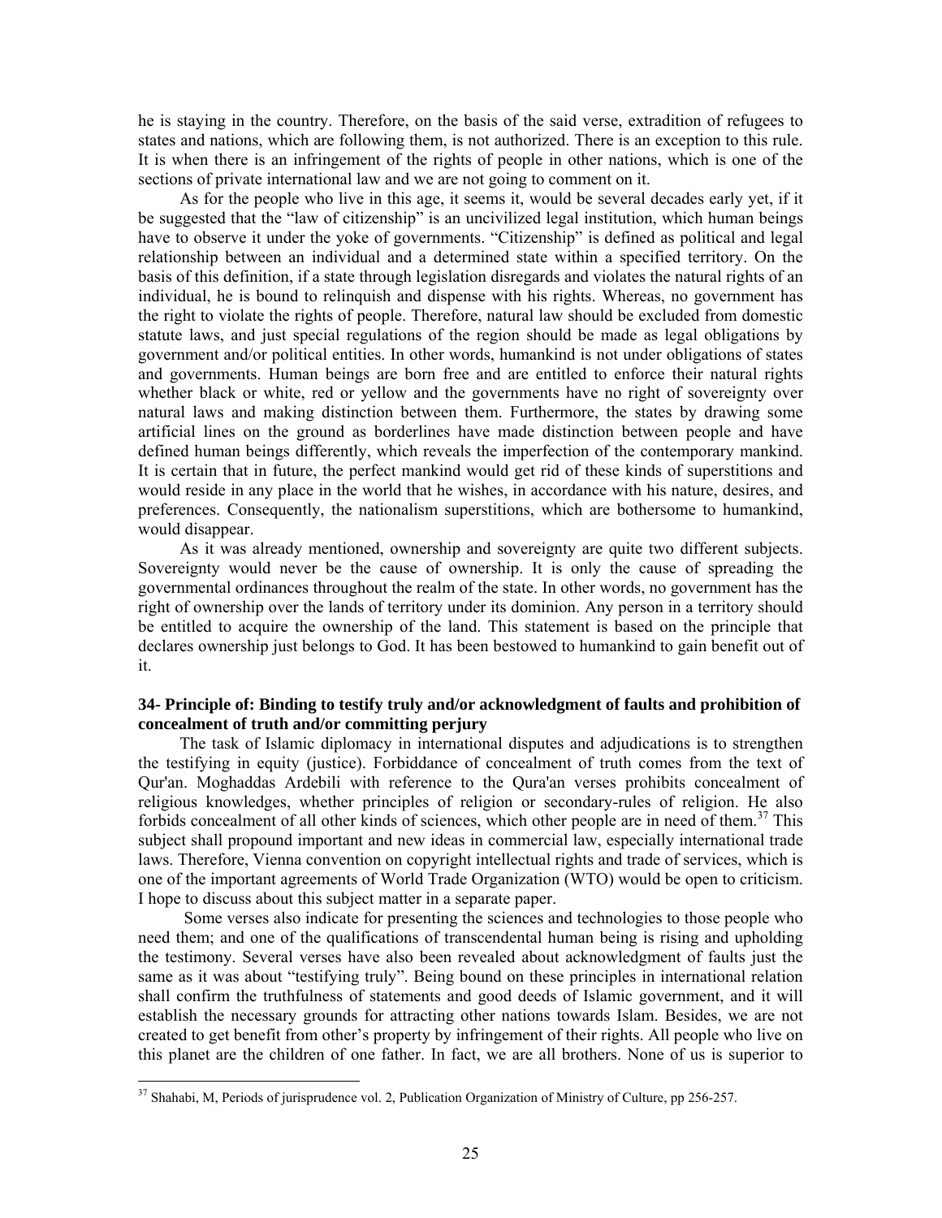he is staying in the country. Therefore, on the basis of the said verse, extradition of refugees to states and nations, which are following them, is not authorized. There is an exception to this rule. It is when there is an infringement of the rights of people in other nations, which is one of the sections of private international law and we are not going to comment on it.

As for the people who live in this age, it seems it, would be several decades early yet, if it be suggested that the "law of citizenship" is an uncivilized legal institution, which human beings have to observe it under the yoke of governments. "Citizenship" is defined as political and legal relationship between an individual and a determined state within a specified territory. On the basis of this definition, if a state through legislation disregards and violates the natural rights of an individual, he is bound to relinquish and dispense with his rights. Whereas, no government has the right to violate the rights of people. Therefore, natural law should be excluded from domestic statute laws, and just special regulations of the region should be made as legal obligations by government and/or political entities. In other words, humankind is not under obligations of states and governments. Human beings are born free and are entitled to enforce their natural rights whether black or white, red or yellow and the governments have no right of sovereignty over natural laws and making distinction between them. Furthermore, the states by drawing some artificial lines on the ground as borderlines have made distinction between people and have defined human beings differently, which reveals the imperfection of the contemporary mankind. It is certain that in future, the perfect mankind would get rid of these kinds of superstitions and would reside in any place in the world that he wishes, in accordance with his nature, desires, and preferences. Consequently, the nationalism superstitions, which are bothersome to humankind, would disappear.

As it was already mentioned, ownership and sovereignty are quite two different subjects. Sovereignty would never be the cause of ownership. It is only the cause of spreading the governmental ordinances throughout the realm of the state. In other words, no government has the right of ownership over the lands of territory under its dominion. Any person in a territory should be entitled to acquire the ownership of the land. This statement is based on the principle that declares ownership just belongs to God. It has been bestowed to humankind to gain benefit out of it.

**34- Principle of: Binding to testify truly and/or acknowledgment of faults and prohibition of concealment of truth and/or committing perjury**

The task of Islamic diplomacy in international disputes and adjudications is to strengthen the testifying in equity (justice). Forbiddance of concealment of truth comes from the text of Qur'an. Moghaddas Ardebili with reference to the Qura'an verses prohibits concealment of religious knowledges, whether principles of religion or secondary-rules of religion. He also forbids concealment of all other kinds of sciences, which other people are in need of them.[37] This subject shall propound important and new ideas in commercial law, especially international trade laws. Therefore, Vienna convention on copyright intellectual rights and trade of services, which is one of the important agreements of World Trade Organization (WTO) would be open to criticism. I hope to discuss about this subject matter in a separate paper.

Some verses also indicate for presenting the sciences and technologies to those people who need them; and one of the qualifications of transcendental human being is rising and upholding the testimony. Several verses have also been revealed about acknowledgment of faults just the same as it was about "testifying truly". Being bound on these principles in international relation shall confirm the truthfulness of statements and good deeds of Islamic government, and it will establish the necessary grounds for attracting other nations towards Islam. Besides, we are not created to get benefit from other's property by infringement of their rights. All people who live on this planet are the children of one father. In fact, we are all brothers. None of us is superior to

---

[37] Shahabi, M, Periods of jurisprudence vol. 2, Publication Organization of Ministry of Culture, pp 256-257.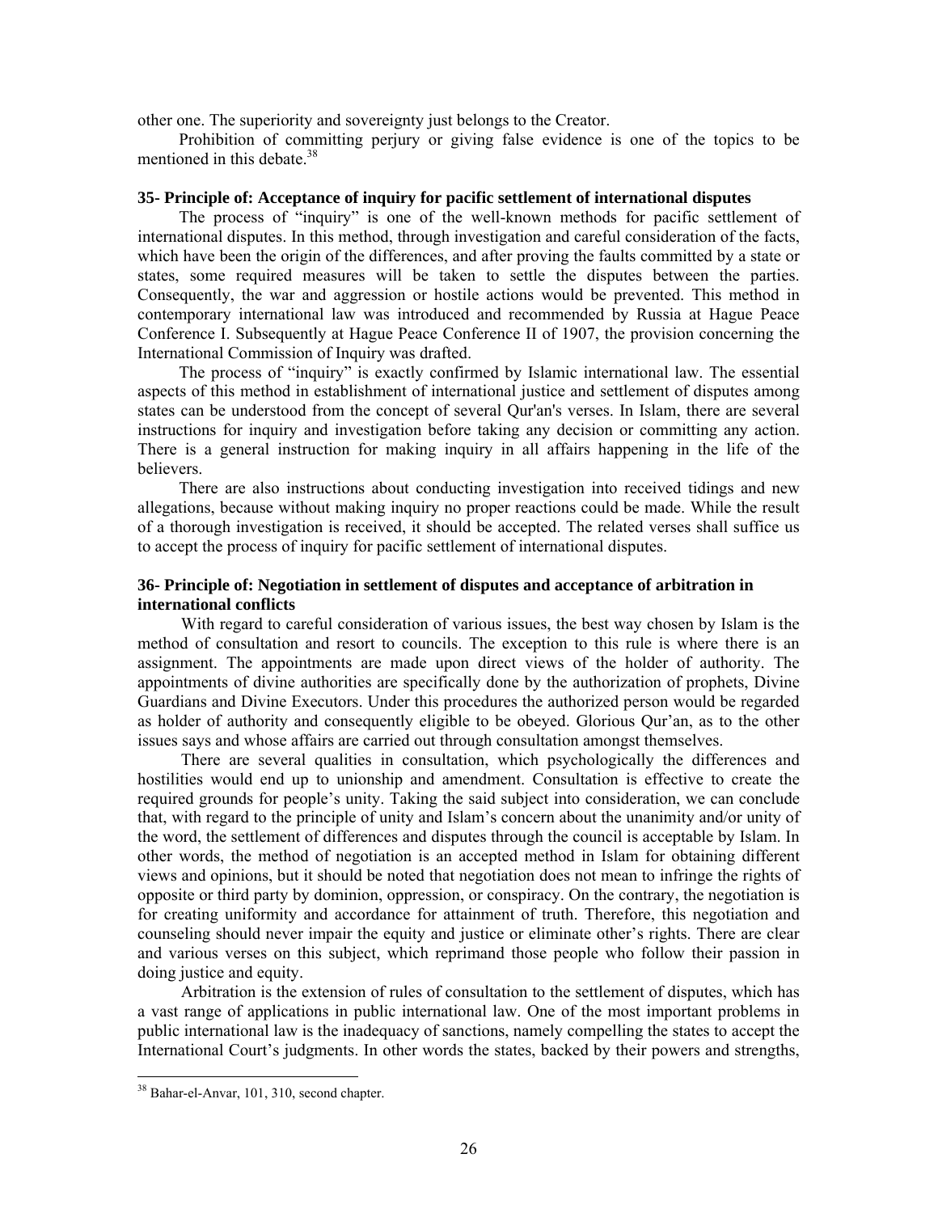other one. The superiority and sovereignty just belongs to the Creator.

Prohibition of committing perjury or giving false evidence is one of the topics to be mentioned in this debate.[38]

**35- Principle of: Acceptance of inquiry for pacific settlement of international disputes**

The process of "inquiry" is one of the well-known methods for pacific settlement of international disputes. In this method, through investigation and careful consideration of the facts, which have been the origin of the differences, and after proving the faults committed by a state or states, some required measures will be taken to settle the disputes between the parties. Consequently, the war and aggression or hostile actions would be prevented. This method in contemporary international law was introduced and recommended by Russia at Hague Peace Conference I. Subsequently at Hague Peace Conference II of 1907, the provision concerning the International Commission of Inquiry was drafted.

The process of "inquiry" is exactly confirmed by Islamic international law. The essential aspects of this method in establishment of international justice and settlement of disputes among states can be understood from the concept of several Qur'an's verses. In Islam, there are several instructions for inquiry and investigation before taking any decision or committing any action. There is a general instruction for making inquiry in all affairs happening in the life of the believers.

There are also instructions about conducting investigation into received tidings and new allegations, because without making inquiry no proper reactions could be made. While the result of a thorough investigation is received, it should be accepted. The related verses shall suffice us to accept the process of inquiry for pacific settlement of international disputes.

**36- Principle of: Negotiation in settlement of disputes and acceptance of arbitration in international conflicts**

With regard to careful consideration of various issues, the best way chosen by Islam is the method of consultation and resort to councils. The exception to this rule is where there is an assignment. The appointments are made upon direct views of the holder of authority. The appointments of divine authorities are specifically done by the authorization of prophets, Divine Guardians and Divine Executors. Under this procedures the authorized person would be regarded as holder of authority and consequently eligible to be obeyed. Glorious Qur'an, as to the other issues says and whose affairs are carried out through consultation amongst themselves.

There are several qualities in consultation, which psychologically the differences and hostilities would end up to unionship and amendment. Consultation is effective to create the required grounds for people's unity. Taking the said subject into consideration, we can conclude that, with regard to the principle of unity and Islam's concern about the unanimity and/or unity of the word, the settlement of differences and disputes through the council is acceptable by Islam. In other words, the method of negotiation is an accepted method in Islam for obtaining different views and opinions, but it should be noted that negotiation does not mean to infringe the rights of opposite or third party by dominion, oppression, or conspiracy. On the contrary, the negotiation is for creating uniformity and accordance for attainment of truth. Therefore, this negotiation and counseling should never impair the equity and justice or eliminate other's rights. There are clear and various verses on this subject, which reprimand those people who follow their passion in doing justice and equity.

Arbitration is the extension of rules of consultation to the settlement of disputes, which has a vast range of applications in public international law. One of the most important problems in public international law is the inadequacy of sanctions, namely compelling the states to accept the International Court's judgments. In other words the states, backed by their powers and strengths,

---

[38] Bahar-el-Anvar, 101, 310, second chapter.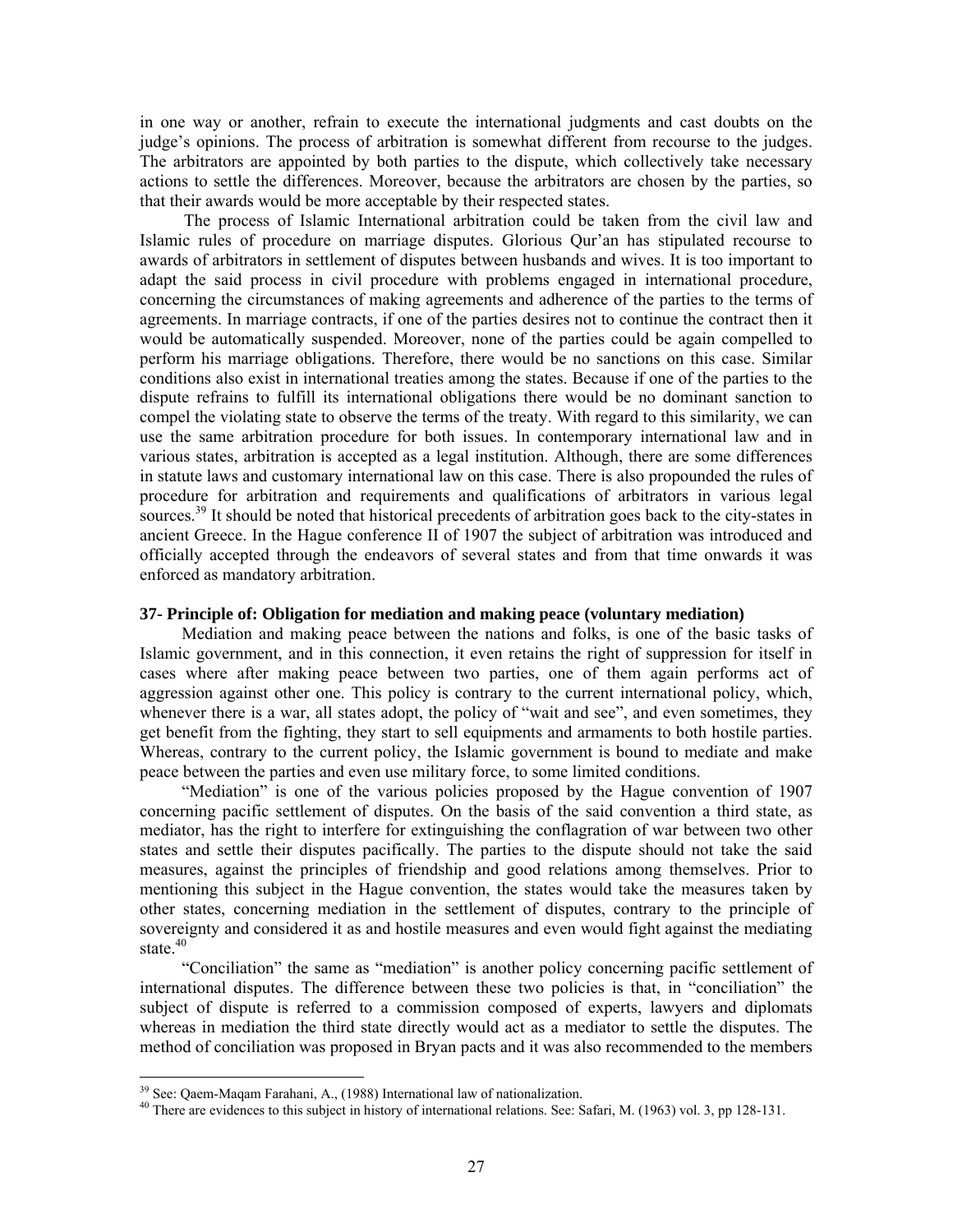in one way or another, refrain to execute the international judgments and cast doubts on the judge's opinions. The process of arbitration is somewhat different from recourse to the judges. The arbitrators are appointed by both parties to the dispute, which collectively take necessary actions to settle the differences. Moreover, because the arbitrators are chosen by the parties, so that their awards would be more acceptable by their respected states.

The process of Islamic International arbitration could be taken from the civil law and Islamic rules of procedure on marriage disputes. Glorious Qur'an has stipulated recourse to awards of arbitrators in settlement of disputes between husbands and wives. It is too important to adapt the said process in civil procedure with problems engaged in international procedure, concerning the circumstances of making agreements and adherence of the parties to the terms of agreements. In marriage contracts, if one of the parties desires not to continue the contract then it would be automatically suspended. Moreover, none of the parties could be again compelled to perform his marriage obligations. Therefore, there would be no sanctions on this case. Similar conditions also exist in international treaties among the states. Because if one of the parties to the dispute refrains to fulfill its international obligations there would be no dominant sanction to compel the violating state to observe the terms of the treaty. With regard to this similarity, we can use the same arbitration procedure for both issues. In contemporary international law and in various states, arbitration is accepted as a legal institution. Although, there are some differences in statute laws and customary international law on this case. There is also propounded the rules of procedure for arbitration and requirements and qualifications of arbitrators in various legal sources.[39] It should be noted that historical precedents of arbitration goes back to the city-states in ancient Greece. In the Hague conference II of 1907 the subject of arbitration was introduced and officially accepted through the endeavors of several states and from that time onwards it was enforced as mandatory arbitration.

**37- Principle of: Obligation for mediation and making peace (voluntary mediation)**

Mediation and making peace between the nations and folks, is one of the basic tasks of Islamic government, and in this connection, it even retains the right of suppression for itself in cases where after making peace between two parties, one of them again performs act of aggression against other one. This policy is contrary to the current international policy, which, whenever there is a war, all states adopt, the policy of "wait and see", and even sometimes, they get benefit from the fighting, they start to sell equipments and armaments to both hostile parties. Whereas, contrary to the current policy, the Islamic government is bound to mediate and make peace between the parties and even use military force, to some limited conditions.

"Mediation" is one of the various policies proposed by the Hague convention of 1907 concerning pacific settlement of disputes. On the basis of the said convention a third state, as mediator, has the right to interfere for extinguishing the conflagration of war between two other states and settle their disputes pacifically. The parties to the dispute should not take the said measures, against the principles of friendship and good relations among themselves. Prior to mentioning this subject in the Hague convention, the states would take the measures taken by other states, concerning mediation in the settlement of disputes, contrary to the principle of sovereignty and considered it as and hostile measures and even would fight against the mediating state.[40]

"Conciliation" the same as "mediation" is another policy concerning pacific settlement of international disputes. The difference between these two policies is that, in "conciliation" the subject of dispute is referred to a commission composed of experts, lawyers and diplomats whereas in mediation the third state directly would act as a mediator to settle the disputes. The method of conciliation was proposed in Bryan pacts and it was also recommended to the members

---

[39] See: Qaem-Maqam Farahani, A., (1988) International law of nationalization.

[40] There are evidences to this subject in history of international relations. See: Safari, M. (1963) vol. 3, pp 128-131.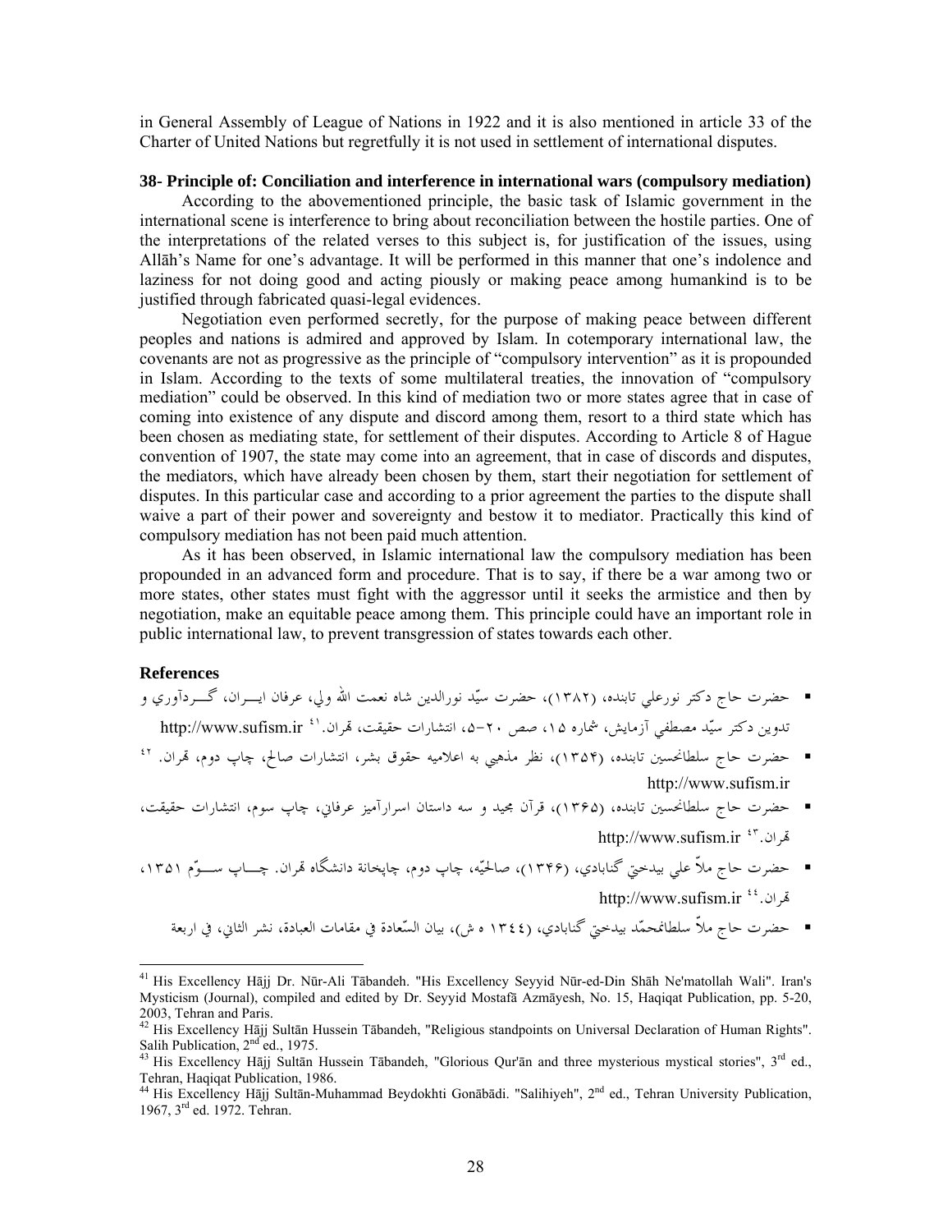in General Assembly of League of Nations in 1922 and it is also mentioned in article 33 of the Charter of United Nations but regretfully it is not used in settlement of international disputes.

### 38- Principle of: Conciliation and interference in international wars (compulsory mediation)

According to the abovementioned principle, the basic task of Islamic government in the international scene is interference to bring about reconciliation between the hostile parties. One of the interpretations of the related verses to this subject is, for justification of the issues, using Allāh's Name for one's advantage. It will be performed in this manner that one's indolence and laziness for not doing good and acting piously or making peace among humankind is to be justified through fabricated quasi-legal evidences.

Negotiation even performed secretly, for the purpose of making peace between different peoples and nations is admired and approved by Islam. In cotemporary international law, the covenants are not as progressive as the principle of "compulsory intervention" as it is propounded in Islam. According to the texts of some multilateral treaties, the innovation of "compulsory mediation" could be observed. In this kind of mediation two or more states agree that in case of coming into existence of any dispute and discord among them, resort to a third state which has been chosen as mediating state, for settlement of their disputes. According to Article 8 of Hague convention of 1907, the state may come into an agreement, that in case of discords and disputes, the mediators, which have already been chosen by them, start their negotiation for settlement of disputes. In this particular case and according to a prior agreement the parties to the dispute shall waive a part of their power and sovereignty and bestow it to mediator. Practically this kind of compulsory mediation has not been paid much attention.

As it has been observed, in Islamic international law the compulsory mediation has been propounded in an advanced form and procedure. That is to say, if there be a war among two or more states, other states must fight with the aggressor until it seeks the armistice and then by negotiation, make an equitable peace among them. This principle could have an important role in public international law, to prevent transgression of states towards each other.

### References

- حضرت حاج دکتر نورعلي تابنده، (١٣٨٢)، حضرت سيّد نورالدين شاه نعمت الله ولي، عرفان ايران، گردآوري و تدوين دکتر سيّد مصطفي آزمايش، شماره ١٥، صص ٢٠-٥، انتشارات حقيقت، تهران.[41] http://www.sufism.ir
- حضرت حاج سلطانحسين تابنده، (١٣٥٤)، نظر مذهبي به اعلاميه حقوق بشر، انتشارات صالح، چاپ دوم، تهران.[42] http://www.sufism.ir
- حضرت حاج سلطانحسين تابنده، (١٣٦٥)، قرآن مجيد و سه داستان اسرارآميز عرفاني، چاپ سوم، انتشارات حقيقت، تهران.[43] http://www.sufism.ir
- حضرت حاج ملاّ علي بيدختي گنابادي، (١٣٤٦)، صالحيّه، چاپ دوم، چاپخانة دانشگاه تهران. چاپ سوّم ١٣٥١، تهران.[44] http://www.sufism.ir
- حضرت حاج ملاّ سلطانمحمّد بيدختي گنابادي، (١٣٤٤ ه ش)، بيان السّعادة في مقامات العبادة، نشر الثاني، في اربعة

---

[41] His Excellency Hājj Dr. Nūr-Ali Tābandeh. "His Excellency Seyyid Nūr-ed-Din Shāh Ne'matollah Wali". Iran's Mysticism (Journal), compiled and edited by Dr. Seyyid Mostafā Azmāyesh, No. 15, Haqiqat Publication, pp. 5-20, 2003, Tehran and Paris.

[42] His Excellency Hājj Sultān Hussein Tābandeh, "Religious standpoints on Universal Declaration of Human Rights". Salih Publication, 2nd ed., 1975.

[43] His Excellency Hājj Sultān Hussein Tābandeh, "Glorious Qur'ān and three mysterious mystical stories", 3rd ed., Tehran, Haqiqat Publication, 1986.

[44] His Excellency Hājj Sultān-Muhammad Beydokhti Gonābādi. "Salihiyeh", 2nd ed., Tehran University Publication, 1967, 3rd ed. 1972. Tehran.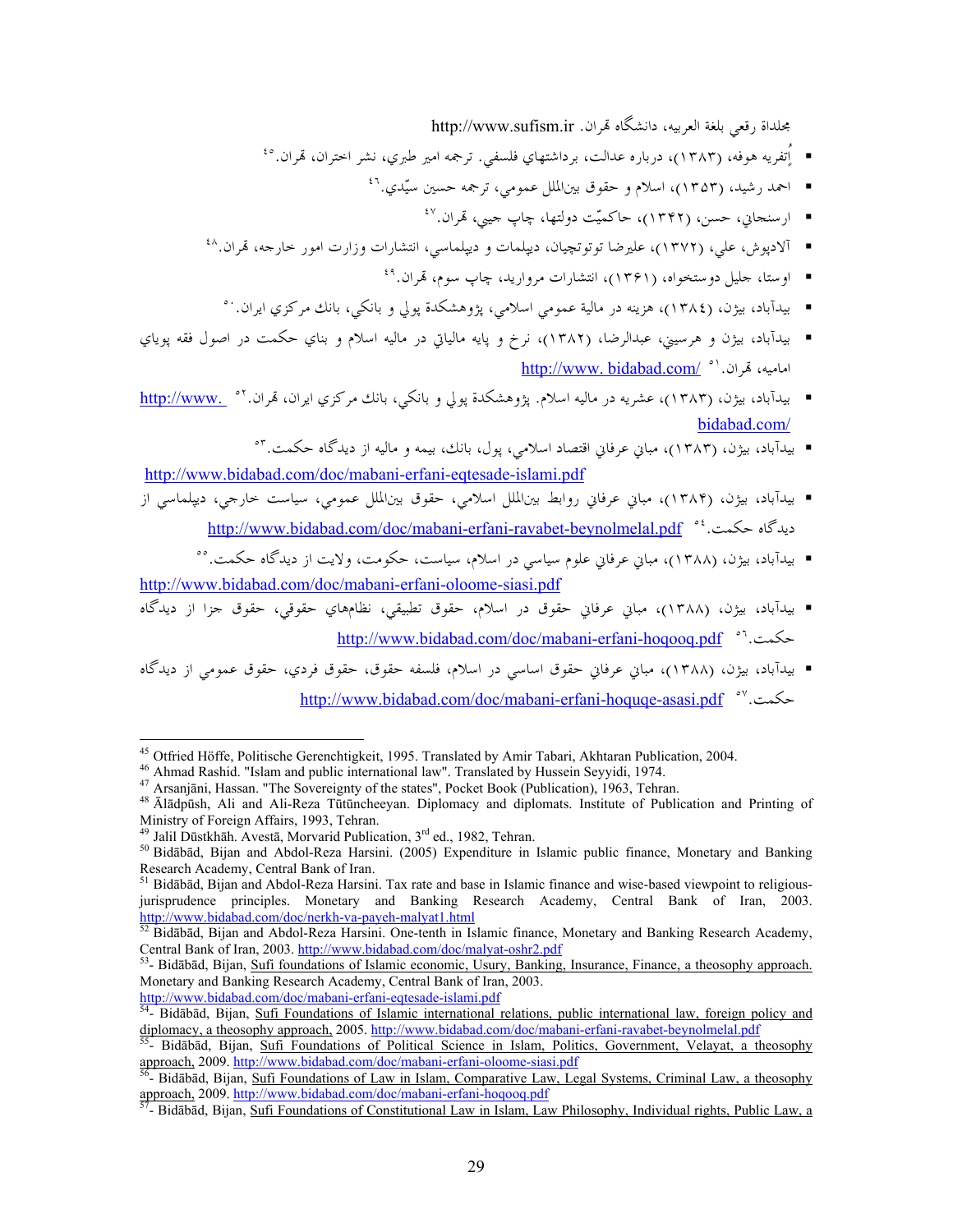مجلداة رقعي بلغة العربيه، دانشگاه قهران. http://www.sufism.ir

- اُتفريه هوفه، (١٣٨٣)، درباره عدالت، برداشتهاي فلسفي. ترجمه امير طبري، نشر اختران، قهران.[45]
- احمد رشيد، (١٣٥٣)، اسلام و حقوق بين‌الملل عمومي، ترجمه حسين سيّدي.[46]
- ارسنجاني، حسن، (١٣٤٢)، حاكميّت دولتها، چاپ جيبي، قهران.[47]
- آلادپوش، علي، (١٣٧٢)، عليرضا توتونچيان، ديپلمات و ديپلماسي، انتشارات وزارت امور خارجه، قهران.[48]
- اوستا، جليل دوستخواه، (١٣٦١)، انتشارات مرواريد، چاپ سوم، قهران.[49]
- بيدآباد، بيژن، (١٣٨٤)، هزينه در مالية عمومي اسلامي، پژوهشكدة پولي و بانكي، بانك مركزي ايران.[50]
- بيدآباد، بيژن و هرسيني، عبدالرضا، (١٣٨٢)، نرخ و پايه مالياتي در ماليه اسلام و بناي حكمت در اصول فقه پوياي اماميه، قهران.[51] http://www.bidabad.com/
- بيدآباد، بيژن، (١٣٨٣)، عشريه در ماليه اسلام. پژوهشكدة پولي و بانكي، بانك مركزي ايران، قهران.[52] http://www.bidabad.com/
- بيدآباد، بيژن، (١٣٨٣)، مباني عرفاني اقتصاد اسلامي، پول، بانك، بيمه و ماليه از ديدگاه حكمت.[53] http://www.bidabad.com/doc/mabani-erfani-eqtesade-islami.pdf
- بيدآباد، بيژن، (١٣٨٤)، مباني عرفاني روابط بين‌الملل اسلامي، حقوق بين‌الملل عمومي، سياست خارجي، ديپلماسي از ديدگاه حكمت.[54] http://www.bidabad.com/doc/mabani-erfani-ravabet-beynolmelal.pdf
- بيدآباد، بيژن، (١٣٨٨)، مباني عرفاني علوم سياسي در اسلام، سياست، حكومت، ولايت از ديدگاه حكمت.[55] http://www.bidabad.com/doc/mabani-erfani-oloome-siasi.pdf
- بيدآباد، بيژن، (١٣٨٨)، مباني عرفاني حقوق در اسلام، حقوق تطبيقي، نظامهاي حقوقي، حقوق جزا از ديدگاه حكمت.[56] http://www.bidabad.com/doc/mabani-erfani-hoqooq.pdf
- بيدآباد، بيژن، (١٣٨٨)، مباني عرفاني حقوق اساسي در اسلام، فلسفه حقوق، حقوق فردي، حقوق عمومي از ديدگاه حكمت.[57] http://www.bidabad.com/doc/mabani-erfani-hoquqe-asasi.pdf

---

[45] Otfried Höffe, Politische Gerenchtigkeit, 1995. Translated by Amir Tabari, Akhtaran Publication, 2004.

[46] Ahmad Rashid. "Islam and public international law". Translated by Hussein Seyyidi, 1974.

[47] Arsanjāni, Hassan. "The Sovereignty of the states", Pocket Book (Publication), 1963, Tehran.

[48] Ālādpūsh, Ali and Ali-Reza Tūtūncheeyan. Diplomacy and diplomats. Institute of Publication and Printing of Ministry of Foreign Affairs, 1993, Tehran.

[49] Jalil Dūstkhāh. Avestā, Morvarid Publication, 3rd ed., 1982, Tehran.

[50] Bidābād, Bijan and Abdol-Reza Harsini. (2005) Expenditure in Islamic public finance, Monetary and Banking Research Academy, Central Bank of Iran.

[51] Bidābād, Bijan and Abdol-Reza Harsini. Tax rate and base in Islamic finance and wise-based viewpoint to religious-jurisprudence principles. Monetary and Banking Research Academy, Central Bank of Iran, 2003. http://www.bidabad.com/doc/nerkh-va-payeh-malyat1.html

[52] Bidābād, Bijan and Abdol-Reza Harsini. One-tenth in Islamic finance, Monetary and Banking Research Academy, Central Bank of Iran, 2003. http://www.bidabad.com/doc/malyat-oshr2.pdf

[53]- Bidābād, Bijan, Sufi foundations of Islamic economic, Usury, Banking, Insurance, Finance, a theosophy approach. Monetary and Banking Research Academy, Central Bank of Iran, 2003. http://www.bidabad.com/doc/mabani-erfani-eqtesade-islami.pdf

[54]- Bidābād, Bijan, Sufi Foundations of Islamic international relations, public international law, foreign policy and diplomacy, a theosophy approach, 2005. http://www.bidabad.com/doc/mabani-erfani-ravabet-beynolmelal.pdf

[55]- Bidābād, Bijan, Sufi Foundations of Political Science in Islam, Politics, Government, Velayat, a theosophy approach, 2009. http://www.bidabad.com/doc/mabani-erfani-oloome-siasi.pdf

[56]- Bidābād, Bijan, Sufi Foundations of Law in Islam, Comparative Law, Legal Systems, Criminal Law, a theosophy approach, 2009. http://www.bidabad.com/doc/mabani-erfani-hoqooq.pdf

[57]- Bidābād, Bijan, Sufi Foundations of Constitutional Law in Islam, Law Philosophy, Individual rights, Public Law, a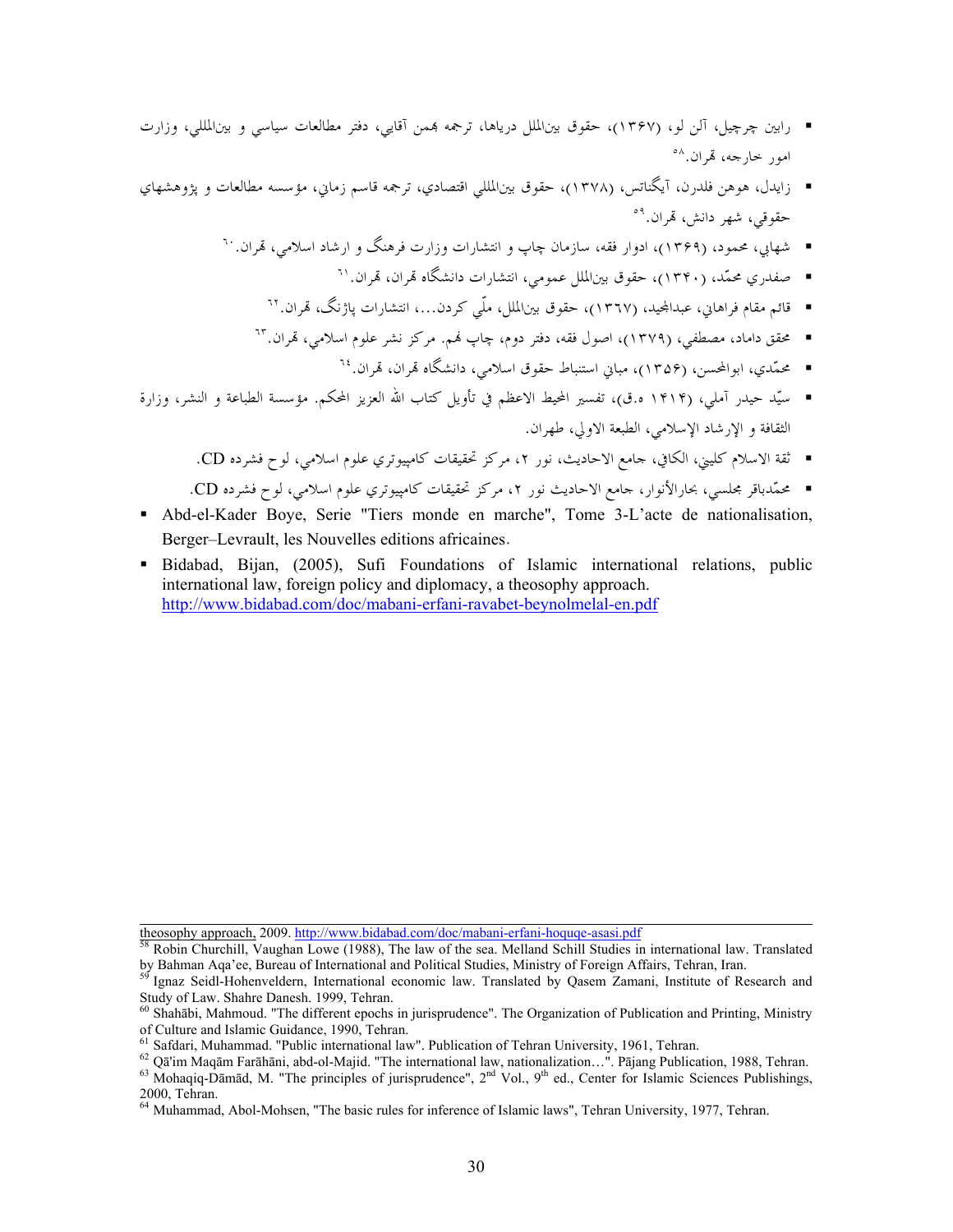- رابين چرچيل، آلن لو، (۱۳۶۷)، حقوق بين‌الملل درياها، ترجمه بهمن آقايي، دفتر مطالعات سياسي و بين‌المللي، وزارت امور خارجه، تهران.[58]
- زايدل، هوهن فلدرن، آيگناتس، (۱۳۷۸)، حقوق بين‌المللي اقتصادي، ترجمه قاسم زماني، مؤسسه مطالعات و پژوهشهاي حقوقي، شهر دانش، تهران.[59]
- شهابي، محمود، (۱۳۶۹)، ادوار فقه، سازمان چاپ و انتشارات وزارت فرهنگ و ارشاد اسلامي، تهران.[60]
- صفدري محمّد، (۱۳۴۰)، حقوق بين‌الملل عمومي، انتشارات دانشگاه تهران، تهران.[61]
- قائم مقام فراهاني، عبدالمجيد، (۱۳٦۷)، حقوق بين‌الملل، ملّي كردن...، انتشارات پاژنگ، تهران.[62]
- محقق داماد، مصطفي، (۱۳۷۹)، اصول فقه، دفتر دوم، چاپ نهم. مركز نشر علوم اسلامي، تهران.[63]
- محمّدي، ابوالمحسن، (۱۳۵۶)، مباني استنباط حقوق اسلامي، دانشگاه تهران، تهران.[64]
- سيّد حيدر آملي، (۱۴۱۴ ه.ق)، تفسير المحيط الاعظم في تأويل كتاب الله العزيز المحكم. مؤسسة الطباعة و النشر، وزارة الثقافة و الإرشاد الإسلامي، الطبعة الاولي، طهران.
- ثقة الاسلام كليني، الكافي، جامع الاحاديث، نور ۲، مركز تحقيقات كامپيوتري علوم اسلامي، لوح فشرده CD.
- محمّدباقر مجلسي، بحارالأنوار، جامع الاحاديث نور ۲، مركز تحقيقات كامپيوتري علوم اسلامي، لوح فشرده CD.
- Abd-el-Kader Boye, Serie "Tiers monde en marche", Tome 3-L'acte de nationalisation, Berger–Levrault, les Nouvelles editions africaines.
- Bidabad, Bijan, (2005), Sufi Foundations of Islamic international relations, public international law, foreign policy and diplomacy, a theosophy approach. http://www.bidabad.com/doc/mabani-erfani-ravabet-beynolmelal-en.pdf

---

theosophy approach, 2009. http://www.bidabad.com/doc/mabani-erfani-hoquqe-asasi.pdf

[58] Robin Churchill, Vaughan Lowe (1988), The law of the sea. Melland Schill Studies in international law. Translated by Bahman Aqa'ee, Bureau of International and Political Studies, Ministry of Foreign Affairs, Tehran, Iran.

[59] Ignaz Seidl-Hohenveldern, International economic law. Translated by Qasem Zamani, Institute of Research and Study of Law. Shahre Danesh. 1999, Tehran.

[60] Shahābi, Mahmoud. "The different epochs in jurisprudence". The Organization of Publication and Printing, Ministry of Culture and Islamic Guidance, 1990, Tehran.

[61] Safdari, Muhammad. "Public international law". Publication of Tehran University, 1961, Tehran.

[62] Qā'im Maqām Farāhāni, abd-ol-Majid. "The international law, nationalization…". Pājang Publication, 1988, Tehran.

[63] Mohaqiq-Dāmād, M. "The principles of jurisprudence", 2nd Vol., 9th ed., Center for Islamic Sciences Publishings, 2000, Tehran.

[64] Muhammad, Abol-Mohsen, "The basic rules for inference of Islamic laws", Tehran University, 1977, Tehran.